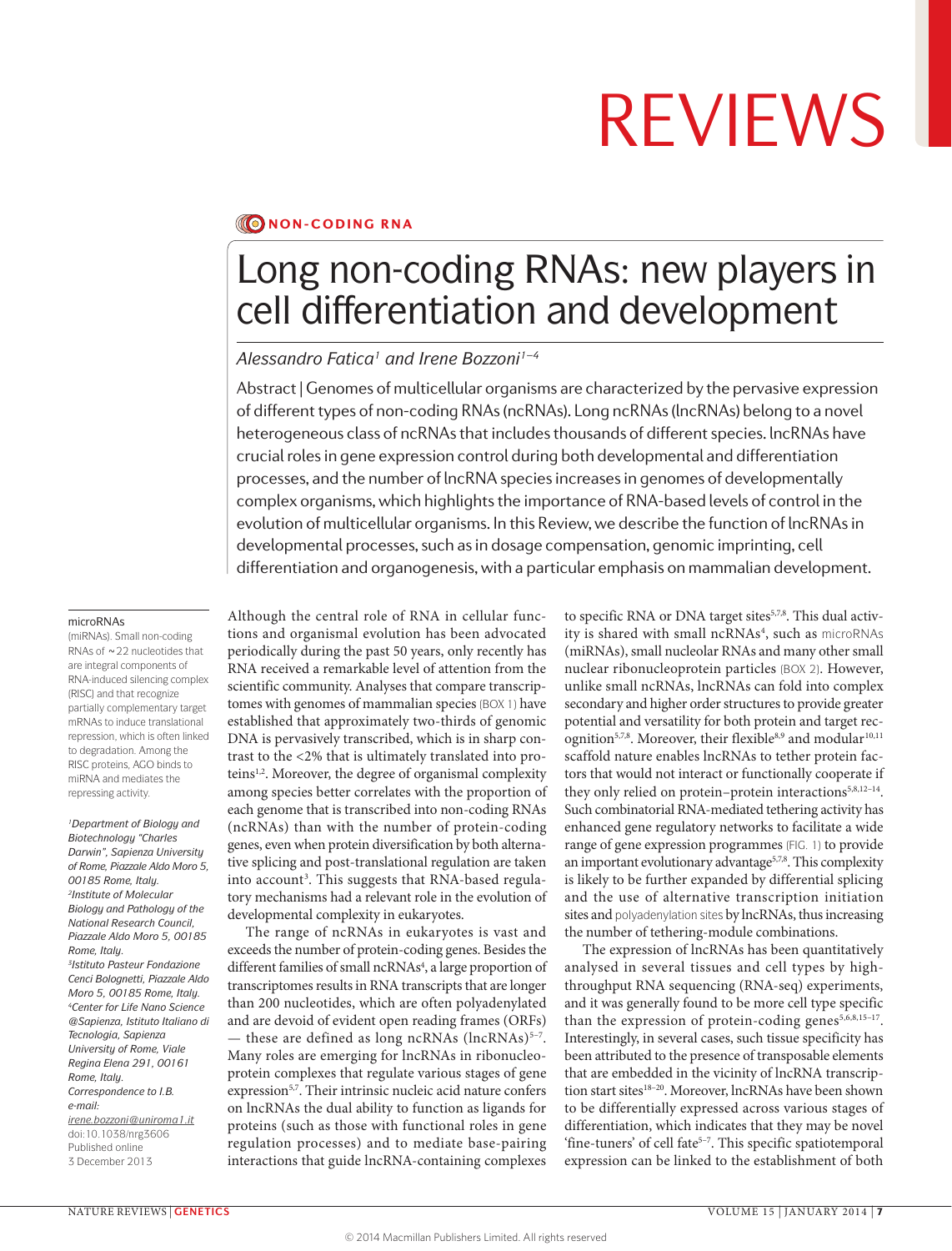NON-CODING RNA

# Long non-coding RNAs: new players in cell differentiation and development

*Alessandro Fatica[1] and Irene Bozzoni[1–4]*

Abstract | Genomes of multicellular organisms are characterized by the pervasive expression of different types of non-coding RNAs (ncRNAs). Long ncRNAs (lncRNAs) belong to a novel heterogeneous class of ncRNAs that includes thousands of different species. lncRNAs have crucial roles in gene expression control during both developmental and differentiation processes, and the number of lncRNA species increases in genomes of developmentally complex organisms, which highlights the importance of RNA-based levels of control in the evolution of multicellular organisms. In this Review, we describe the function of lncRNAs in developmental processes, such as in dosage compensation, genomic imprinting, cell differentiation and organogenesis, with a particular emphasis on mammalian development.

**microRNAs**
(miRNAs). Small non-coding RNAs of ~22 nucleotides that are integral components of RNA-induced silencing complex (RISC) and that recognize partially complementary target mRNAs to induce translational repression, which is often linked to degradation. Among the RISC proteins, AGO binds to miRNA and mediates the repressing activity.

*[1]Department of Biology and Biotechnology "Charles Darwin", Sapienza University of Rome, Piazzale Aldo Moro 5, 00185 Rome, Italy.*
*[2]Institute of Molecular Biology and Pathology of the National Research Council, Piazzale Aldo Moro 5, 00185 Rome, Italy.*
*[3]Istituto Pasteur Fondazione Cenci Bolognetti, Piazzale Aldo Moro 5, 00185 Rome, Italy.*
*[4]Center for Life Nano Science @Sapienza, Istituto Italiano di Tecnologia, Sapienza University of Rome, Viale Regina Elena 291, 00161 Rome, Italy.*
*Correspondence to I.B.*
*e-mail:*
*irene.bozzoni@uniroma1.it*
doi:10.1038/nrg3606
Published online 3 December 2013

Although the central role of RNA in cellular functions and organismal evolution has been advocated periodically during the past 50 years, only recently has RNA received a remarkable level of attention from the scientific community. Analyses that compare transcriptomes with genomes of mammalian species (BOX 1) have established that approximately two-thirds of genomic DNA is pervasively transcribed, which is in sharp contrast to the <2% that is ultimately translated into proteins[1,2]. Moreover, the degree of organismal complexity among species better correlates with the proportion of each genome that is transcribed into non-coding RNAs (ncRNAs) than with the number of protein-coding genes, even when protein diversification by both alternative splicing and post-translational regulation are taken into account[3]. This suggests that RNA-based regulatory mechanisms had a relevant role in the evolution of developmental complexity in eukaryotes.

The range of ncRNAs in eukaryotes is vast and exceeds the number of protein-coding genes. Besides the different families of small ncRNAs[4], a large proportion of transcriptomes results in RNA transcripts that are longer than 200 nucleotides, which are often polyadenylated and are devoid of evident open reading frames (ORFs) — these are defined as long ncRNAs (lncRNAs)[5–7]. Many roles are emerging for lncRNAs in ribonucleoprotein complexes that regulate various stages of gene expression[5,7]. Their intrinsic nucleic acid nature confers on lncRNAs the dual ability to function as ligands for proteins (such as those with functional roles in gene regulation processes) and to mediate base-pairing interactions that guide lncRNA-containing complexes to specific RNA or DNA target sites[5,7,8]. This dual activity is shared with small ncRNAs[4], such as microRNAs (miRNAs), small nucleolar RNAs and many other small nuclear ribonucleoprotein particles (BOX 2). However, unlike small ncRNAs, lncRNAs can fold into complex secondary and higher order structures to provide greater potential and versatility for both protein and target recognition[5,7,8]. Moreover, their flexible[8,9] and modular[10,11] scaffold nature enables lncRNAs to tether protein factors that would not interact or functionally cooperate if they only relied on protein–protein interactions[5,8,12–14]. Such combinatorial RNA-mediated tethering activity has enhanced gene regulatory networks to facilitate a wide range of gene expression programmes (FIG. 1) to provide an important evolutionary advantage[5,7,8]. This complexity is likely to be further expanded by differential splicing and the use of alternative transcription initiation sites and polyadenylation sites by lncRNAs, thus increasing the number of tethering-module combinations.

The expression of lncRNAs has been quantitatively analysed in several tissues and cell types by high-throughput RNA sequencing (RNA-seq) experiments, and it was generally found to be more cell type specific than the expression of protein-coding genes[5,6,8,15–17]. Interestingly, in several cases, such tissue specificity has been attributed to the presence of transposable elements that are embedded in the vicinity of lncRNA transcription start sites[18–20]. Moreover, lncRNAs have been shown to be differentially expressed across various stages of differentiation, which indicates that they may be novel 'fine-tuners' of cell fate[5–7]. This specific spatiotemporal expression can be linked to the establishment of both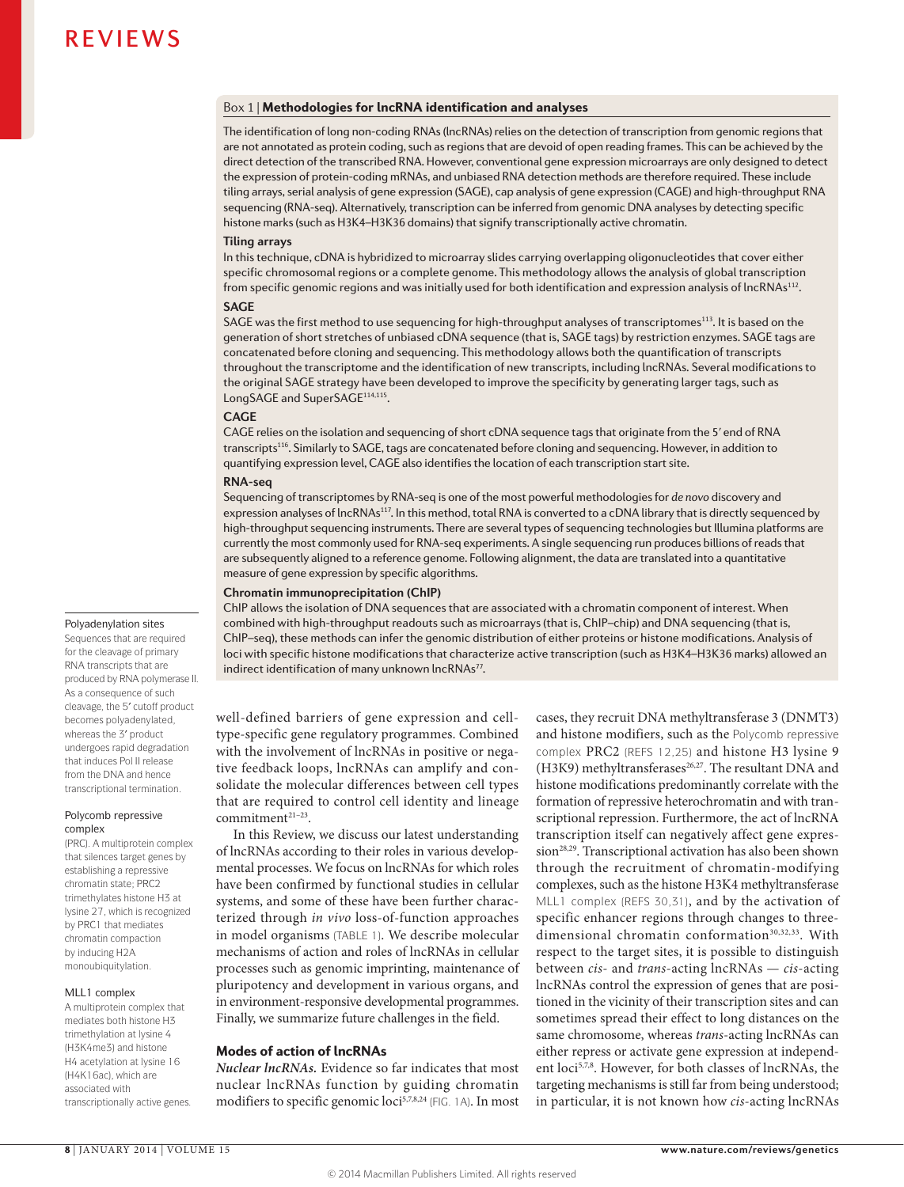## Box 1 | Methodologies for lncRNA identification and analyses

The identification of long non-coding RNAs (lncRNAs) relies on the detection of transcription from genomic regions that are not annotated as protein coding, such as regions that are devoid of open reading frames. This can be achieved by the direct detection of the transcribed RNA. However, conventional gene expression microarrays are only designed to detect the expression of protein-coding mRNAs, and unbiased RNA detection methods are therefore required. These include tiling arrays, serial analysis of gene expression (SAGE), cap analysis of gene expression (CAGE) and high-throughput RNA sequencing (RNA-seq). Alternatively, transcription can be inferred from genomic DNA analyses by detecting specific histone marks (such as H3K4–H3K36 domains) that signify transcriptionally active chromatin.

### Tiling arrays

In this technique, cDNA is hybridized to microarray slides carrying overlapping oligonucleotides that cover either specific chromosomal regions or a complete genome. This methodology allows the analysis of global transcription from specific genomic regions and was initially used for both identification and expression analysis of lncRNAs[112].

### SAGE

SAGE was the first method to use sequencing for high-throughput analyses of transcriptomes[113]. It is based on the generation of short stretches of unbiased cDNA sequence (that is, SAGE tags) by restriction enzymes. SAGE tags are concatenated before cloning and sequencing. This methodology allows both the quantification of transcripts throughout the transcriptome and the identification of new transcripts, including lncRNAs. Several modifications to the original SAGE strategy have been developed to improve the specificity by generating larger tags, such as LongSAGE and SuperSAGE[114,115].

### CAGE

CAGE relies on the isolation and sequencing of short cDNA sequence tags that originate from the 5′ end of RNA transcripts[116]. Similarly to SAGE, tags are concatenated before cloning and sequencing. However, in addition to quantifying expression level, CAGE also identifies the location of each transcription start site.

### RNA-seq

Sequencing of transcriptomes by RNA-seq is one of the most powerful methodologies for *de novo* discovery and expression analyses of lncRNAs[117]. In this method, total RNA is converted to a cDNA library that is directly sequenced by high-throughput sequencing instruments. There are several types of sequencing technologies but Illumina platforms are currently the most commonly used for RNA-seq experiments. A single sequencing run produces billions of reads that are subsequently aligned to a reference genome. Following alignment, the data are translated into a quantitative measure of gene expression by specific algorithms.

### Chromatin immunoprecipitation (ChIP)

ChIP allows the isolation of DNA sequences that are associated with a chromatin component of interest. When combined with high-throughput readouts such as microarrays (that is, ChIP–chip) and DNA sequencing (that is, ChIP–seq), these methods can infer the genomic distribution of either proteins or histone modifications. Analysis of loci with specific histone modifications that characterize active transcription (such as H3K4–H3K36 marks) allowed an indirect identification of many unknown lncRNAs[77].

---

well-defined barriers of gene expression and cell-type-specific gene regulatory programmes. Combined with the involvement of lncRNAs in positive or negative feedback loops, lncRNAs can amplify and consolidate the molecular differences between cell types that are required to control cell identity and lineage commitment[21–23].

In this Review, we discuss our latest understanding of lncRNAs according to their roles in various developmental processes. We focus on lncRNAs for which roles have been confirmed by functional studies in cellular systems, and some of these have been further characterized through *in vivo* loss-of-function approaches in model organisms (TABLE 1). We describe molecular mechanisms of action and roles of lncRNAs in cellular processes such as genomic imprinting, maintenance of pluripotency and development in various organs, and in environment-responsive developmental programmes. Finally, we summarize future challenges in the field.

## Modes of action of lncRNAs

***Nuclear lncRNAs.*** Evidence so far indicates that most nuclear lncRNAs function by guiding chromatin modifiers to specific genomic loci[5,7,8,24] (FIG. 1A). In most cases, they recruit DNA methyltransferase 3 (DNMT3) and histone modifiers, such as the Polycomb repressive complex PRC2 (REFS 12,25) and histone H3 lysine 9 (H3K9) methyltransferases[26,27]. The resultant DNA and histone modifications predominantly correlate with the formation of repressive heterochromatin and with transcriptional repression. Furthermore, the act of lncRNA transcription itself can negatively affect gene expression[28,29]. Transcriptional activation has also been shown through the recruitment of chromatin-modifying complexes, such as the histone H3K4 methyltransferase MLL1 complex (REFS 30,31), and by the activation of specific enhancer regions through changes to three-dimensional chromatin conformation[30,32,33]. With respect to the target sites, it is possible to distinguish between *cis*- and *trans*-acting lncRNAs — *cis*-acting lncRNAs control the expression of genes that are positioned in the vicinity of their transcription sites and can sometimes spread their effect to long distances on the same chromosome, whereas *trans*-acting lncRNAs can either repress or activate gene expression at independent loci[5,7,8]. However, for both classes of lncRNAs, the targeting mechanisms is still far from being understood; in particular, it is not known how *cis*-acting lncRNAs

---

**Polyadenylation sites**
Sequences that are required for the cleavage of primary RNA transcripts that are produced by RNA polymerase II. As a consequence of such cleavage, the 5′ cutoff product becomes polyadenylated, whereas the 3′ product undergoes rapid degradation that induces Pol II release from the DNA and hence transcriptional termination.

**Polycomb repressive complex**
(PRC). A multiprotein complex that silences target genes by establishing a repressive chromatin state; PRC2 trimethylates histone H3 at lysine 27, which is recognized by PRC1 that mediates chromatin compaction by inducing H2A monoubiquitylation.

**MLL1 complex**
A multiprotein complex that mediates both histone H3 trimethylation at lysine 4 (H3K4me3) and histone H4 acetylation at lysine 16 (H4K16ac), which are associated with transcriptionally active genes.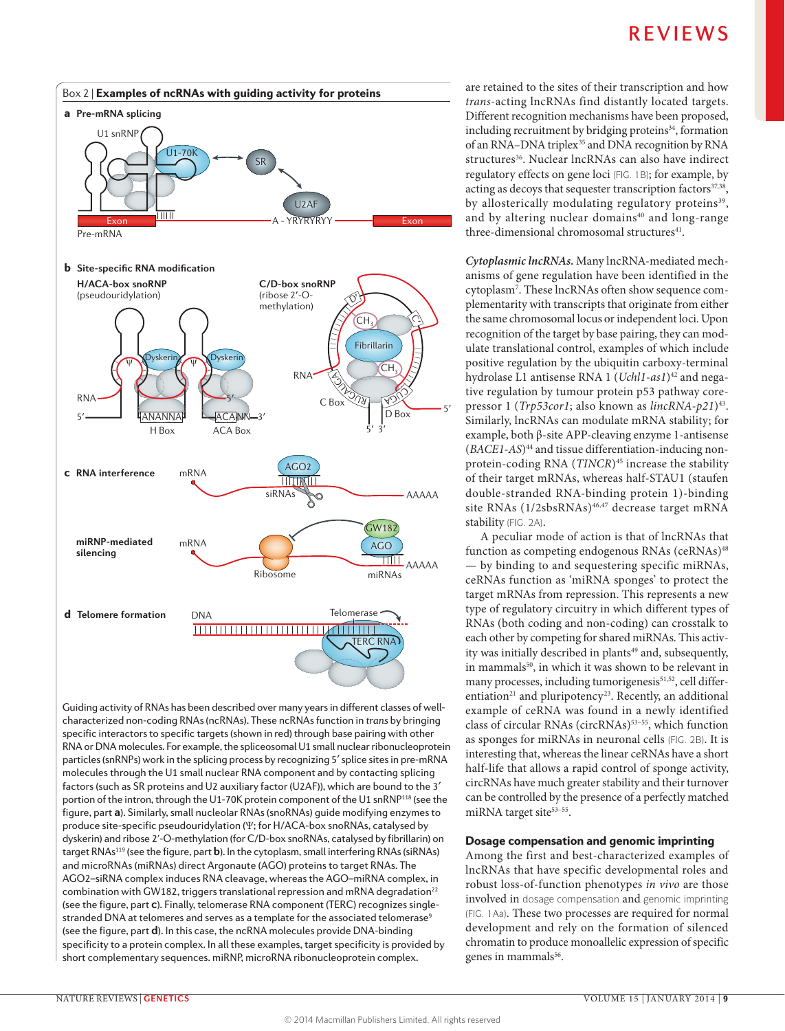## Box 2 | Examples of ncRNAs with guiding activity for proteins

Guiding activity of RNAs has been described over many years in different classes of well-characterized non-coding RNAs (ncRNAs). These ncRNAs function in *trans* by bringing specific interactors to specific targets (shown in red) through base pairing with other RNA or DNA molecules. For example, the spliceosomal U1 small nuclear ribonucleoprotein particles (snRNPs) work in the splicing process by recognizing 5′ splice sites in pre-mRNA molecules through the U1 small nuclear RNA component and by contacting splicing factors (such as SR proteins and U2 auxiliary factor (U2AF)), which are bound to the 3′ portion of the intron, through the U1-70K protein component of the U1 snRNP[118] (see the figure, part **a**). Similarly, small nucleolar RNAs (snoRNAs) guide modifying enzymes to produce site-specific pseudouridylation (Ψ; for H/ACA-box snoRNAs, catalysed by dyskerin) and ribose 2′-O-methylation (for C/D-box snoRNAs, catalysed by fibrillarin) on target RNAs[119] (see the figure, part **b**). In the cytoplasm, small interfering RNAs (siRNAs) and microRNAs (miRNAs) direct Argonaute (AGO) proteins to target RNAs. The AGO2–siRNA complex induces RNA cleavage, whereas the AGO–miRNA complex, in combination with GW182, triggers translational repression and mRNA degradation[22] (see the figure, part **c**). Finally, telomerase RNA component (TERC) recognizes single-stranded DNA at telomeres and serves as a template for the associated telomerase[9] (see the figure, part **d**). In this case, the ncRNA molecules provide DNA-binding specificity to a protein complex. In all these examples, target specificity is provided by short complementary sequences. miRNP, microRNA ribonucleoprotein complex.

are retained to the sites of their transcription and how *trans*-acting lncRNAs find distantly located targets. Different recognition mechanisms have been proposed, including recruitment by bridging proteins[34], formation of an RNA–DNA triplex[35] and DNA recognition by RNA structures[36]. Nuclear lncRNAs can also have indirect regulatory effects on gene loci (FIG. 1B); for example, by acting as decoys that sequester transcription factors[37,38], by allosterically modulating regulatory proteins[39], and by altering nuclear domains[40] and long-range three-dimensional chromosomal structures[41].

***Cytoplasmic lncRNAs.*** Many lncRNA-mediated mechanisms of gene regulation have been identified in the cytoplasm[7]. These lncRNAs often show sequence complementarity with transcripts that originate from either the same chromosomal locus or independent loci. Upon recognition of the target by base pairing, they can modulate translational control, examples of which include positive regulation by the ubiquitin carboxy-terminal hydrolase L1 antisense RNA 1 (*Uchl1-as1*)[42] and negative regulation by tumour protein p53 pathway corepressor 1 (*Trp53cor1*; also known as *lincRNA-p21*)[43]. Similarly, lncRNAs can modulate mRNA stability; for example, both β-site APP-cleaving enzyme 1-antisense (*BACE1-AS*)[44] and tissue differentiation-inducing non-protein-coding RNA (*TINCR*)[45] increase the stability of their target mRNAs, whereas half-STAU1 (staufen double-stranded RNA-binding protein 1)-binding site RNAs (1/2sbsRNAs)[46,47] decrease target mRNA stability (FIG. 2A).

A peculiar mode of action is that of lncRNAs that function as competing endogenous RNAs (ceRNAs)[48] — by binding to and sequestering specific miRNAs, ceRNAs function as 'miRNA sponges' to protect the target mRNAs from repression. This represents a new type of regulatory circuitry in which different types of RNAs (both coding and non-coding) can crosstalk to each other by competing for shared miRNAs. This activity was initially described in plants[49] and, subsequently, in mammals[50], in which it was shown to be relevant in many processes, including tumorigenesis[51,52], cell differentiation[21] and pluripotency[23]. Recently, an additional example of ceRNA was found in a newly identified class of circular RNAs (circRNAs)[53–55], which function as sponges for miRNAs in neuronal cells (FIG. 2B). It is interesting that, whereas the linear ceRNAs have a short half-life that allows a rapid control of sponge activity, circRNAs have much greater stability and their turnover can be controlled by the presence of a perfectly matched miRNA target site[53–55].

### Dosage compensation and genomic imprinting

Among the first and best-characterized examples of lncRNAs that have specific developmental roles and robust loss-of-function phenotypes *in vivo* are those involved in dosage compensation and genomic imprinting (FIG. 1Aa). These two processes are required for normal development and rely on the formation of silenced chromatin to produce monoallelic expression of specific genes in mammals[56].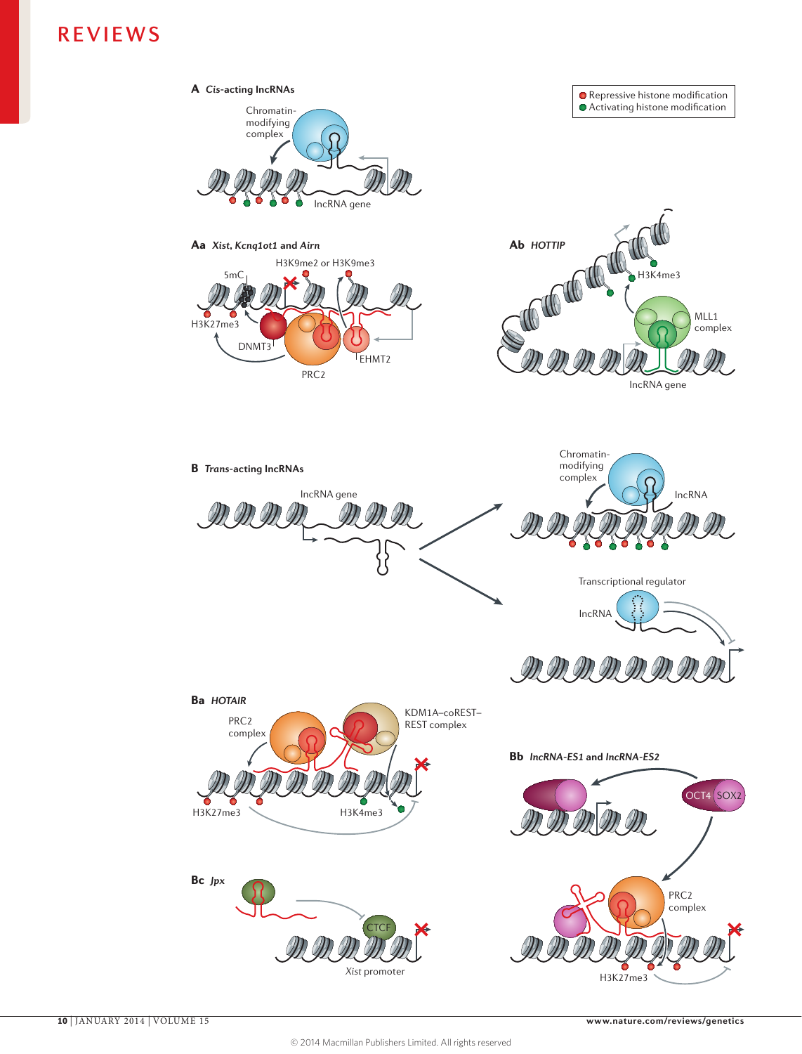**A *Cis*-acting lncRNAs**

Repressive histone modification
Activating histone modification

Chromatin-modifying complex

lncRNA gene

**Aa *Xist*, *Kcnq1ot1* and *Airn***

5mC

H3K9me2 or H3K9me3

H3K27me3

DNMT3

PRC2

EHMT2

**Ab *HOTTIP***

H3K4me3

MLL1 complex

lncRNA gene

**B *Trans*-acting lncRNAs**

lncRNA gene

Chromatin-modifying complex

lncRNA

Transcriptional regulator

lncRNA

**Ba *HOTAIR***

PRC2 complex

KDM1A–coREST–REST complex

H3K27me3

H3K4me3

**Bb *lncRNA-ES1* and *lncRNA-ES2***

OCT4

SOX2

PRC2 complex

H3K27me3

**Bc *Jpx***

CTCF

*Xist* promoter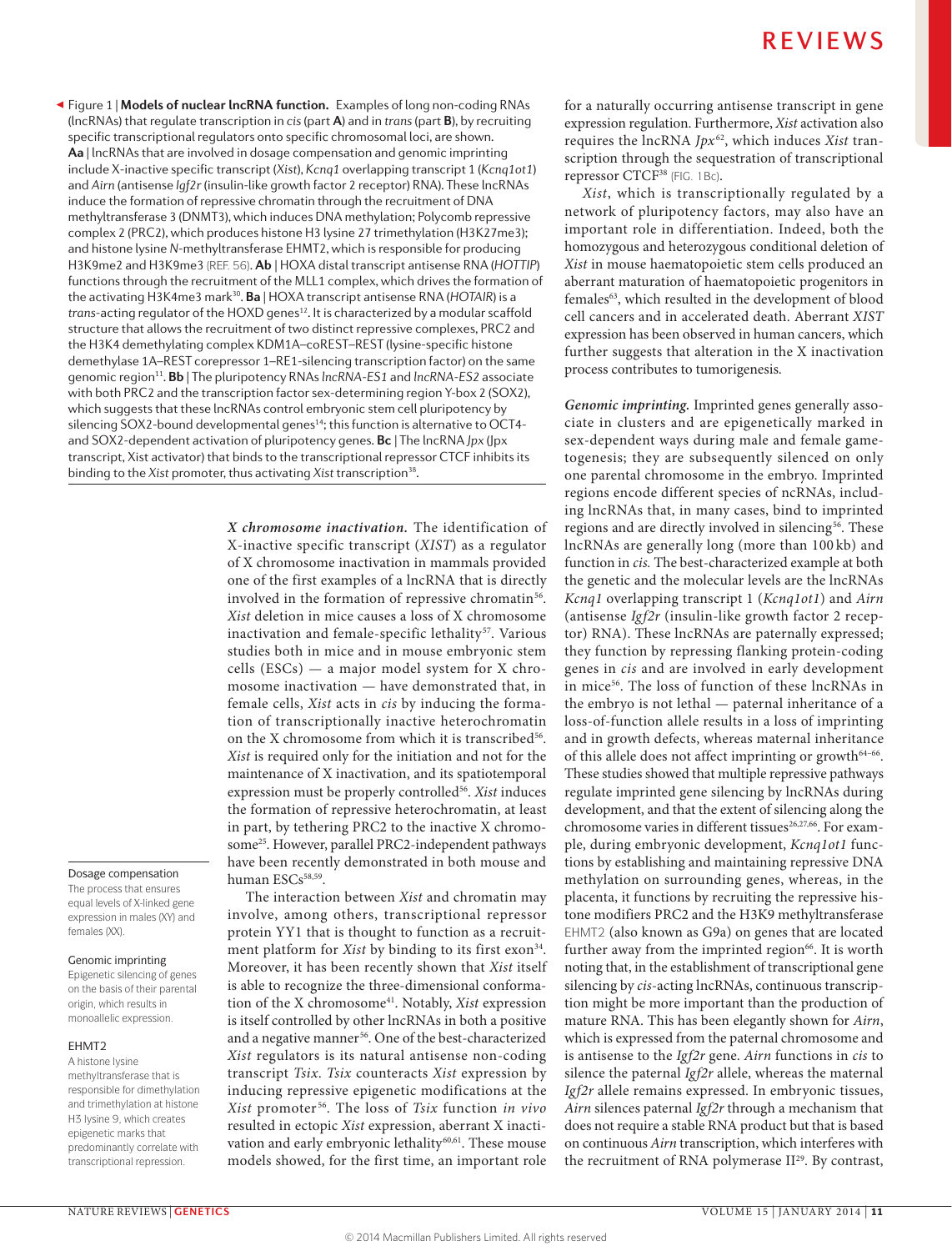Figure 1 | **Models of nuclear lncRNA function.** Examples of long non-coding RNAs (lncRNAs) that regulate transcription in *cis* (part **A**) and in *trans* (part **B**), by recruiting specific transcriptional regulators onto specific chromosomal loci, are shown. **Aa** | lncRNAs that are involved in dosage compensation and genomic imprinting include X-inactive specific transcript (*Xist*), *Kcnq1* overlapping transcript 1 (*Kcnq1ot1*) and *Airn* (antisense *Igf2r* (insulin-like growth factor 2 receptor) RNA). These lncRNAs induce the formation of repressive chromatin through the recruitment of DNA methyltransferase 3 (DNMT3), which induces DNA methylation; Polycomb repressive complex 2 (PRC2), which produces histone H3 lysine 27 trimethylation (H3K27me3); and histone lysine *N*-methyltransferase EHMT2, which is responsible for producing H3K9me2 and H3K9me3 (REF. 56). **Ab** | HOXA distal transcript antisense RNA (*HOTTIP*) functions through the recruitment of the MLL1 complex, which drives the formation of the activating H3K4me3 mark[30]. **Ba** | HOXA transcript antisense RNA (*HOTAIR*) is a *trans*-acting regulator of the HOXD genes[12]. It is characterized by a modular scaffold structure that allows the recruitment of two distinct repressive complexes, PRC2 and the H3K4 demethylating complex KDM1A–coREST–REST (lysine-specific histone demethylase 1A–REST corepressor 1–RE1-silencing transcription factor) on the same genomic region[11]. **Bb** | The pluripotency RNAs *lncRNA-ES1* and *lncRNA-ES2* associate with both PRC2 and the transcription factor sex-determining region Y-box 2 (SOX2), which suggests that these lncRNAs control embryonic stem cell pluripotency by silencing SOX2-bound developmental genes[14]; this function is alternative to OCT4- and SOX2-dependent activation of pluripotency genes. **Bc** | The lncRNA *Jpx* (Jpx transcript, Xist activator) that binds to the transcriptional repressor CTCF inhibits its binding to the *Xist* promoter, thus activating *Xist* transcription[38].

*X chromosome inactivation.* The identification of X-inactive specific transcript (*XIST*) as a regulator of X chromosome inactivation in mammals provided one of the first examples of a lncRNA that is directly involved in the formation of repressive chromatin[56]. *Xist* deletion in mice causes a loss of X chromosome inactivation and female-specific lethality[57]. Various studies both in mice and in mouse embryonic stem cells (ESCs) — a major model system for X chromosome inactivation — have demonstrated that, in female cells, *Xist* acts in *cis* by inducing the formation of transcriptionally inactive heterochromatin on the X chromosome from which it is transcribed[56]. *Xist* is required only for the initiation and not for the maintenance of X inactivation, and its spatiotemporal expression must be properly controlled[56]. *Xist* induces the formation of repressive heterochromatin, at least in part, by tethering PRC2 to the inactive X chromosome[25]. However, parallel PRC2-independent pathways have been recently demonstrated in both mouse and human ESCs[58,59].

The interaction between *Xist* and chromatin may involve, among others, transcriptional repressor protein YY1 that is thought to function as a recruitment platform for *Xist* by binding to its first exon[34]. Moreover, it has been recently shown that *Xist* itself is able to recognize the three-dimensional conformation of the X chromosome[41]. Notably, *Xist* expression is itself controlled by other lncRNAs in both a positive and a negative manner[56]. One of the best-characterized *Xist* regulators is its natural antisense non-coding transcript *Tsix*. *Tsix* counteracts *Xist* expression by inducing repressive epigenetic modifications at the *Xist* promoter[56]. The loss of *Tsix* function *in vivo* resulted in ectopic *Xist* expression, aberrant X inactivation and early embryonic lethality[60,61]. These mouse models showed, for the first time, an important role for a naturally occurring antisense transcript in gene expression regulation. Furthermore, *Xist* activation also requires the lncRNA *Jpx*[62], which induces *Xist* transcription through the sequestration of transcriptional repressor CTCF[38] (FIG. 1Bc).

*Xist*, which is transcriptionally regulated by a network of pluripotency factors, may also have an important role in differentiation. Indeed, both the homozygous and heterozygous conditional deletion of *Xist* in mouse haematopoietic stem cells produced an aberrant maturation of haematopoietic progenitors in females[63], which resulted in the development of blood cell cancers and in accelerated death. Aberrant *XIST* expression has been observed in human cancers, which further suggests that alteration in the X inactivation process contributes to tumorigenesis.

*Genomic imprinting.* Imprinted genes generally associate in clusters and are epigenetically marked in sex-dependent ways during male and female gametogenesis; they are subsequently silenced on only one parental chromosome in the embryo. Imprinted regions encode different species of ncRNAs, including lncRNAs that, in many cases, bind to imprinted regions and are directly involved in silencing[56]. These lncRNAs are generally long (more than 100 kb) and function in *cis*. The best-characterized example at both the genetic and the molecular levels are the lncRNAs *Kcnq1* overlapping transcript 1 (*Kcnq1ot1*) and *Airn* (antisense *Igf2r* (insulin-like growth factor 2 receptor) RNA). These lncRNAs are paternally expressed; they function by repressing flanking protein-coding genes in *cis* and are involved in early development in mice[56]. The loss of function of these lncRNAs in the embryo is not lethal — paternal inheritance of a loss-of-function allele results in a loss of imprinting and in growth defects, whereas maternal inheritance of this allele does not affect imprinting or growth[64–66]. These studies showed that multiple repressive pathways regulate imprinted gene silencing by lncRNAs during development, and that the extent of silencing along the chromosome varies in different tissues[26,27,66]. For example, during embryonic development, *Kcnq1ot1* functions by establishing and maintaining repressive DNA methylation on surrounding genes, whereas, in the placenta, it functions by recruiting the repressive histone modifiers PRC2 and the H3K9 methyltransferase EHMT2 (also known as G9a) on genes that are located further away from the imprinted region[66]. It is worth noting that, in the establishment of transcriptional gene silencing by *cis*-acting lncRNAs, continuous transcription might be more important than the production of mature RNA. This has been elegantly shown for *Airn*, which is expressed from the paternal chromosome and is antisense to the *Igf2r* gene. *Airn* functions in *cis* to silence the paternal *Igf2r* allele, whereas the maternal *Igf2r* allele remains expressed. In embryonic tissues, *Airn* silences paternal *Igf2r* through a mechanism that does not require a stable RNA product but that is based on continuous *Airn* transcription, which interferes with the recruitment of RNA polymerase II[29]. By contrast,

Dosage compensation
The process that ensures equal levels of X-linked gene expression in males (XY) and females (XX).

Genomic imprinting
Epigenetic silencing of genes on the basis of their parental origin, which results in monoallelic expression.

EHMT2
A histone lysine methyltransferase that is responsible for dimethylation and trimethylation at histone H3 lysine 9, which creates epigenetic marks that predominantly correlate with transcriptional repression.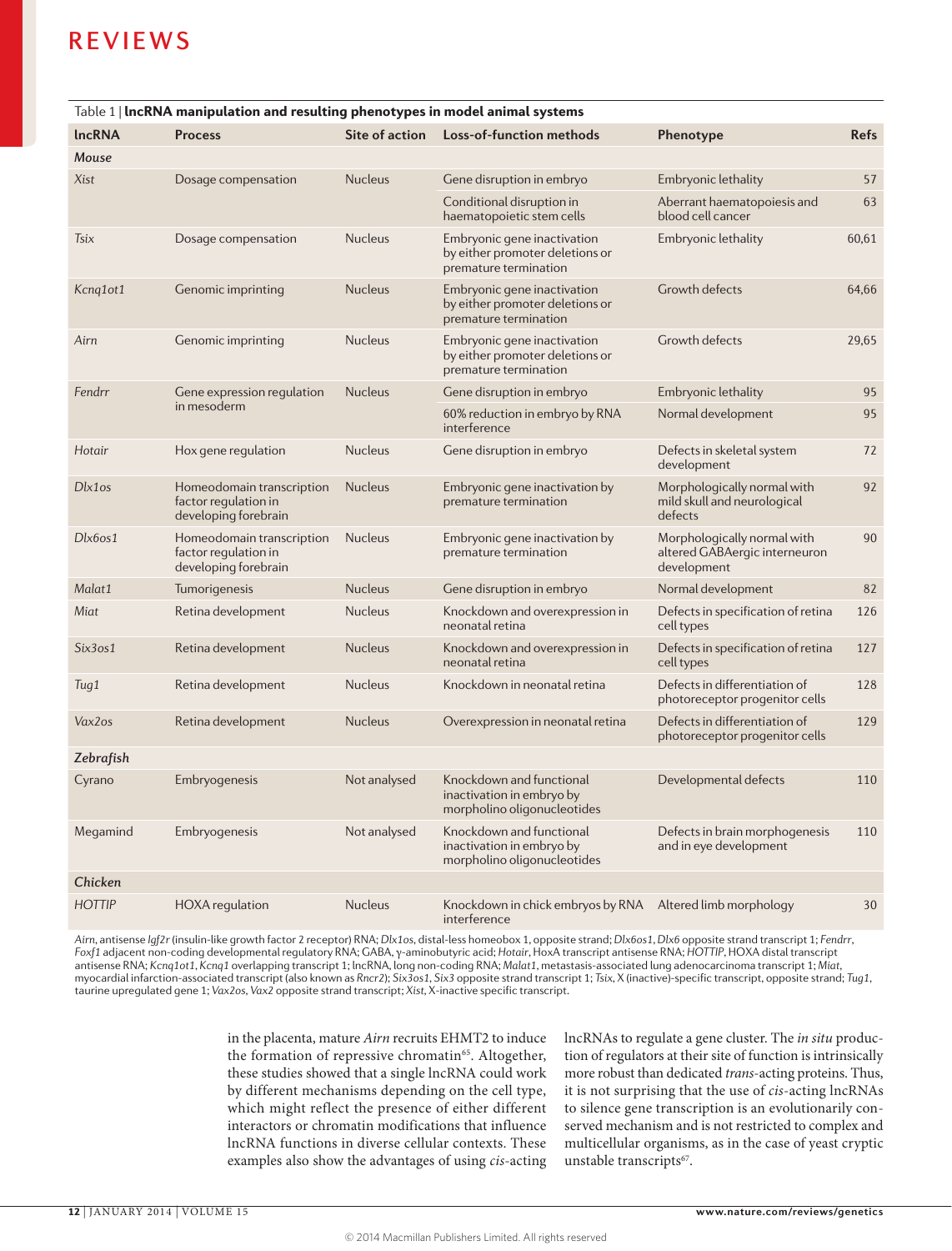Table 1 | **lncRNA manipulation and resulting phenotypes in model animal systems**

| lncRNA | Process | Site of action | Loss-of-function methods | Phenotype | Refs |
|---|---|---|---|---|---|
| ***Mouse*** | | | | | |
| *Xist* | Dosage compensation | Nucleus | Gene disruption in embryo | Embryonic lethality | 57 |
| | | | Conditional disruption in haematopoietic stem cells | Aberrant haematopoiesis and blood cell cancer | 63 |
| *Tsix* | Dosage compensation | Nucleus | Embryonic gene inactivation by either promoter deletions or premature termination | Embryonic lethality | 60,61 |
| *Kcnq1ot1* | Genomic imprinting | Nucleus | Embryonic gene inactivation by either promoter deletions or premature termination | Growth defects | 64,66 |
| *Airn* | Genomic imprinting | Nucleus | Embryonic gene inactivation by either promoter deletions or premature termination | Growth defects | 29,65 |
| *Fendrr* | Gene expression regulation in mesoderm | Nucleus | Gene disruption in embryo | Embryonic lethality | 95 |
| | | | 60% reduction in embryo by RNA interference | Normal development | 95 |
| *Hotair* | Hox gene regulation | Nucleus | Gene disruption in embryo | Defects in skeletal system development | 72 |
| *Dlx1os* | Homeodomain transcription factor regulation in developing forebrain | Nucleus | Embryonic gene inactivation by premature termination | Morphologically normal with mild skull and neurological defects | 92 |
| *Dlx6os1* | Homeodomain transcription factor regulation in developing forebrain | Nucleus | Embryonic gene inactivation by premature termination | Morphologically normal with altered GABAergic interneuron development | 90 |
| *Malat1* | Tumorigenesis | Nucleus | Gene disruption in embryo | Normal development | 82 |
| *Miat* | Retina development | Nucleus | Knockdown and overexpression in neonatal retina | Defects in specification of retina cell types | 126 |
| *Six3os1* | Retina development | Nucleus | Knockdown and overexpression in neonatal retina | Defects in specification of retina cell types | 127 |
| *Tug1* | Retina development | Nucleus | Knockdown in neonatal retina | Defects in differentiation of photoreceptor progenitor cells | 128 |
| *Vax2os* | Retina development | Nucleus | Overexpression in neonatal retina | Defects in differentiation of photoreceptor progenitor cells | 129 |
| ***Zebrafish*** | | | | | |
| Cyrano | Embryogenesis | Not analysed | Knockdown and functional inactivation in embryo by morpholino oligonucleotides | Developmental defects | 110 |
| Megamind | Embryogenesis | Not analysed | Knockdown and functional inactivation in embryo by morpholino oligonucleotides | Defects in brain morphogenesis and in eye development | 110 |
| ***Chicken*** | | | | | |
| *HOTTIP* | HOXA regulation | Nucleus | Knockdown in chick embryos by RNA interference | Altered limb morphology | 30 |

*Airn*, antisense *Igf2r* (insulin-like growth factor 2 receptor) RNA; *Dlx1os*, distal-less homeobox 1, opposite strand; *Dlx6os1*, *Dlx6* opposite strand transcript 1; *Fendrr*, *Foxf1* adjacent non-coding developmental regulatory RNA; GABA, γ-aminobutyric acid; *Hotair*, HoxA transcript antisense RNA; *HOTTIP*, HOXA distal transcript antisense RNA; *Kcnq1ot1*, *Kcnq1* overlapping transcript 1; lncRNA, long non-coding RNA; *Malat1*, metastasis-associated lung adenocarcinoma transcript 1; *Miat*, myocardial infarction-associated transcript (also known as *Rncr2*); *Six3os1*, *Six3* opposite strand transcript 1; *Tsix*, X (inactive)-specific transcript, opposite strand; *Tug1*, taurine upregulated gene 1; *Vax2os*, *Vax2* opposite strand transcript; *Xist*, X-inactive specific transcript.

in the placenta, mature *Airn* recruits EHMT2 to induce the formation of repressive chromatin[65]. Altogether, these studies showed that a single lncRNA could work by different mechanisms depending on the cell type, which might reflect the presence of either different interactors or chromatin modifications that influence lncRNA functions in diverse cellular contexts. These examples also show the advantages of using *cis*-acting lncRNAs to regulate a gene cluster. The *in situ* production of regulators at their site of function is intrinsically more robust than dedicated *trans*-acting proteins. Thus, it is not surprising that the use of *cis*-acting lncRNAs to silence gene transcription is an evolutionarily conserved mechanism and is not restricted to complex and multicellular organisms, as in the case of yeast cryptic unstable transcripts[67].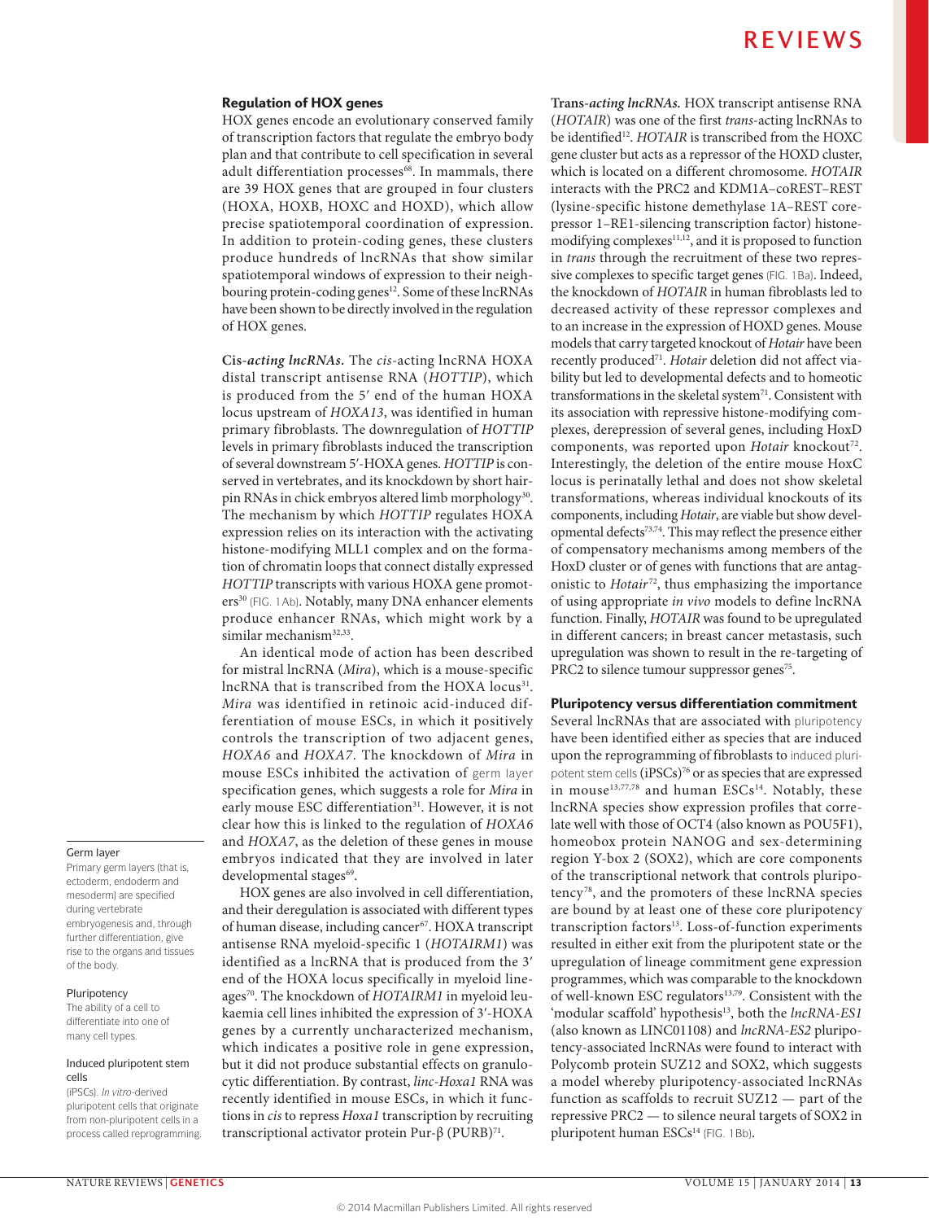## Regulation of HOX genes

HOX genes encode an evolutionary conserved family of transcription factors that regulate the embryo body plan and that contribute to cell specification in several adult differentiation processes[68]. In mammals, there are 39 HOX genes that are grouped in four clusters (HOXA, HOXB, HOXC and HOXD), which allow precise spatiotemporal coordination of expression. In addition to protein-coding genes, these clusters produce hundreds of lncRNAs that show similar spatiotemporal windows of expression to their neighbouring protein-coding genes[12]. Some of these lncRNAs have been shown to be directly involved in the regulation of HOX genes.

**Cis-*acting lncRNAs*.** The *cis*-acting lncRNA HOXA distal transcript antisense RNA (*HOTTIP*), which is produced from the 5′ end of the human HOXA locus upstream of *HOXA13*, was identified in human primary fibroblasts. The downregulation of *HOTTIP* levels in primary fibroblasts induced the transcription of several downstream 5′-HOXA genes. *HOTTIP* is conserved in vertebrates, and its knockdown by short hairpin RNAs in chick embryos altered limb morphology[30]. The mechanism by which *HOTTIP* regulates HOXA expression relies on its interaction with the activating histone-modifying MLL1 complex and on the formation of chromatin loops that connect distally expressed *HOTTIP* transcripts with various HOXA gene promoters[30] (FIG. 1Ab). Notably, many DNA enhancer elements produce enhancer RNAs, which might work by a similar mechanism[32,33].

An identical mode of action has been described for mistral lncRNA (*Mira*), which is a mouse-specific lncRNA that is transcribed from the HOXA locus[31]. *Mira* was identified in retinoic acid-induced differentiation of mouse ESCs, in which it positively controls the transcription of two adjacent genes, *HOXA6* and *HOXA7*. The knockdown of *Mira* in mouse ESCs inhibited the activation of germ layer specification genes, which suggests a role for *Mira* in early mouse ESC differentiation[31]. However, it is not clear how this is linked to the regulation of *HOXA6* and *HOXA7*, as the deletion of these genes in mouse embryos indicated that they are involved in later developmental stages[69].

HOX genes are also involved in cell differentiation, and their deregulation is associated with different types of human disease, including cancer[67]. HOXA transcript antisense RNA myeloid-specific 1 (*HOTAIRM1*) was identified as a lncRNA that is produced from the 3′ end of the HOXA locus specifically in myeloid lineages[70]. The knockdown of *HOTAIRM1* in myeloid leukaemia cell lines inhibited the expression of 3′-HOXA genes by a currently uncharacterized mechanism, which indicates a positive role in gene expression, but it did not produce substantial effects on granulocytic differentiation. By contrast, *linc-Hoxa1* RNA was recently identified in mouse ESCs, in which it functions in *cis* to repress *Hoxa1* transcription by recruiting transcriptional activator protein Pur-β (PURB)[71].

**Trans-*acting lncRNAs*.** HOX transcript antisense RNA (*HOTAIR*) was one of the first *trans*-acting lncRNAs to be identified[12]. *HOTAIR* is transcribed from the HOXC gene cluster but acts as a repressor of the HOXD cluster, which is located on a different chromosome. *HOTAIR* interacts with the PRC2 and KDM1A–coREST–REST (lysine-specific histone demethylase 1A–REST corepressor 1–RE1-silencing transcription factor) histone-modifying complexes[11,12], and it is proposed to function in *trans* through the recruitment of these two repressive complexes to specific target genes (FIG. 1Ba). Indeed, the knockdown of *HOTAIR* in human fibroblasts led to decreased activity of these repressor complexes and to an increase in the expression of HOXD genes. Mouse models that carry targeted knockout of *Hotair* have been recently produced[71]. *Hotair* deletion did not affect viability but led to developmental defects and to homeotic transformations in the skeletal system[71]. Consistent with its association with repressive histone-modifying complexes, derepression of several genes, including HoxD components, was reported upon *Hotair* knockout[72]. Interestingly, the deletion of the entire mouse HoxC locus is perinatally lethal and does not show skeletal transformations, whereas individual knockouts of its components, including *Hotair*, are viable but show developmental defects[73,74]. This may reflect the presence either of compensatory mechanisms among members of the HoxD cluster or of genes with functions that are antagonistic to *Hotair*[72], thus emphasizing the importance of using appropriate *in vivo* models to define lncRNA function. Finally, *HOTAIR* was found to be upregulated in different cancers; in breast cancer metastasis, such upregulation was shown to result in the re-targeting of PRC2 to silence tumour suppressor genes[75].

## Pluripotency versus differentiation commitment

Several lncRNAs that are associated with pluripotency have been identified either as species that are induced upon the reprogramming of fibroblasts to induced pluripotent stem cells (iPSCs)[76] or as species that are expressed in mouse[13,77,78] and human ESCs[14]. Notably, these lncRNA species show expression profiles that correlate well with those of OCT4 (also known as POU5F1), homeobox protein NANOG and sex-determining region Y-box 2 (SOX2), which are core components of the transcriptional network that controls pluripotency[78], and the promoters of these lncRNA species are bound by at least one of these core pluripotency transcription factors[13]. Loss-of-function experiments resulted in either exit from the pluripotent state or the upregulation of lineage commitment gene expression programmes, which was comparable to the knockdown of well-known ESC regulators[13,79]. Consistent with the 'modular scaffold' hypothesis[13], both the *lncRNA-ES1* (also known as LINC01108) and *lncRNA-ES2* pluripotency-associated lncRNAs were found to interact with Polycomb protein SUZ12 and SOX2, which suggests a model whereby pluripotency-associated lncRNAs function as scaffolds to recruit SUZ12 — part of the repressive PRC2 — to silence neural targets of SOX2 in pluripotent human ESCs[14] (FIG. 1Bb).

**Germ layer**
Primary germ layers (that is, ectoderm, endoderm and mesoderm) are specified during vertebrate embryogenesis and, through further differentiation, give rise to the organs and tissues of the body.

**Pluripotency**
The ability of a cell to differentiate into one of many cell types.

**Induced pluripotent stem cells**
(iPSCs). *In vitro*-derived pluripotent cells that originate from non-pluripotent cells in a process called reprogramming.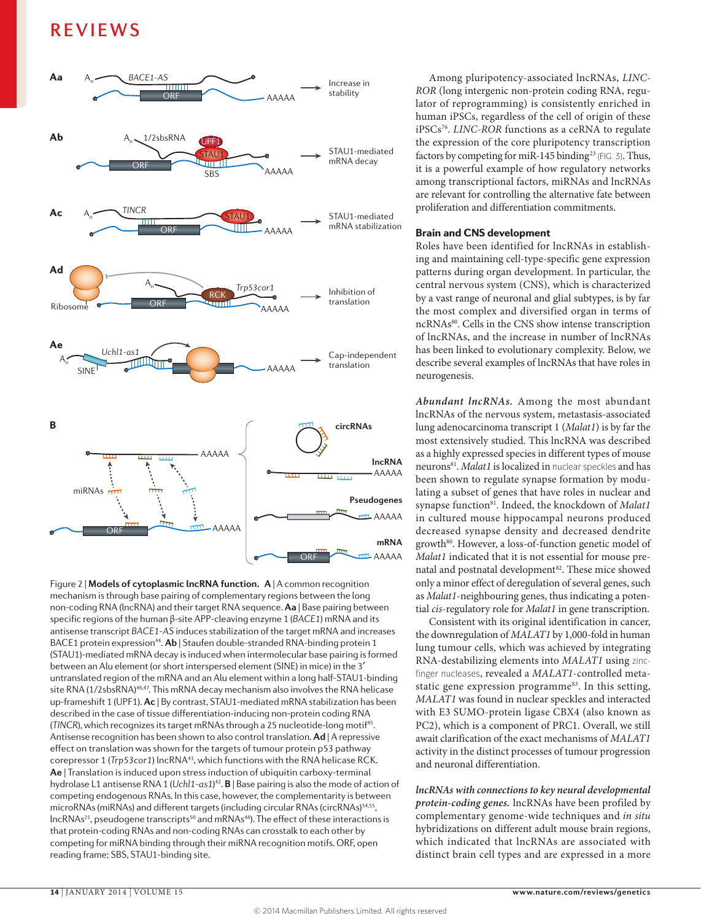Figure 2 | **Models of cytoplasmic lncRNA function. A** | A common recognition mechanism is through base pairing of complementary regions between the long non-coding RNA (lncRNA) and their target RNA sequence. **Aa** | Base pairing between specific regions of the human β-site APP-cleaving enzyme 1 (*BACE1*) mRNA and its antisense transcript *BACE1-AS* induces stabilization of the target mRNA and increases BACE1 protein expression[44]. **Ab** | Staufen double-stranded RNA-binding protein 1 (STAU1)-mediated mRNA decay is induced when intermolecular base pairing is formed between an Alu element (or short interspersed element (SINE) in mice) in the 3′ untranslated region of the mRNA and an Alu element within a long half-STAU1-binding site RNA (1/2sbsRNA)[46,47]. This mRNA decay mechanism also involves the RNA helicase up-frameshift 1 (UPF1). **Ac** | By contrast, STAU1-mediated mRNA stabilization has been described in the case of tissue differentiation-inducing non-protein coding RNA (*TINCR*), which recognizes its target mRNAs through a 25 nucleotide-long motif[45]. Antisense recognition has been shown to also control translation. **Ad** | A repressive effect on translation was shown for the targets of tumour protein p53 pathway corepressor 1 (*Trp53cor1*) lncRNA[43], which functions with the RNA helicase RCK. **Ae** | Translation is induced upon stress induction of ubiquitin carboxy-terminal hydrolase L1 antisense RNA 1 (*Uchl1-as1*)[42]. **B** | Base pairing is also the mode of action of competing endogenous RNAs. In this case, however, the complementarity is between microRNAs (miRNAs) and different targets (including circular RNAs (circRNAs)[54,55], lncRNAs[21], pseudogene transcripts[50] and mRNAs[48]). The effect of these interactions is that protein-coding RNAs and non-coding RNAs can crosstalk to each other by competing for miRNA binding through their miRNA recognition motifs. ORF, open reading frame; SBS, STAU1-binding site.

Among pluripotency-associated lncRNAs, *LINC-ROR* (long intergenic non-protein coding RNA, regulator of reprogramming) is consistently enriched in human iPSCs, regardless of the cell of origin of these iPSCs[76]. *LINC-ROR* functions as a ceRNA to regulate the expression of the core pluripotency transcription factors by competing for miR-145 binding[23] (FIG. 3). Thus, it is a powerful example of how regulatory networks among transcriptional factors, miRNAs and lncRNAs are relevant for controlling the alternative fate between proliferation and differentiation commitments.

## Brain and CNS development

Roles have been identified for lncRNAs in establishing and maintaining cell-type-specific gene expression patterns during organ development. In particular, the central nervous system (CNS), which is characterized by a vast range of neuronal and glial subtypes, is by far the most complex and diversified organ in terms of ncRNAs[80]. Cells in the CNS show intense transcription of lncRNAs, and the increase in number of lncRNAs has been linked to evolutionary complexity. Below, we describe several examples of lncRNAs that have roles in neurogenesis.

***Abundant lncRNAs.*** Among the most abundant lncRNAs of the nervous system, metastasis-associated lung adenocarcinoma transcript 1 (*Malat1*) is by far the most extensively studied. This lncRNA was described as a highly expressed species in different types of mouse neurons[81]. *Malat1* is localized in nuclear speckles and has been shown to regulate synapse formation by modulating a subset of genes that have roles in nuclear and synapse function[81]. Indeed, the knockdown of *Malat1* in cultured mouse hippocampal neurons produced decreased synapse density and decreased dendrite growth[80]. However, a loss-of-function genetic model of *Malat1* indicated that it is not essential for mouse prenatal and postnatal development[82]. These mice showed only a minor effect of deregulation of several genes, such as *Malat1*-neighbouring genes, thus indicating a potential *cis*-regulatory role for *Malat1* in gene transcription.

Consistent with its original identification in cancer, the downregulation of *MALAT1* by 1,000-fold in human lung tumour cells, which was achieved by integrating RNA-destabilizing elements into *MALAT1* using zinc-finger nucleases, revealed a *MALAT1*-controlled metastatic gene expression programme[83]. In this setting, *MALAT1* was found in nuclear speckles and interacted with E3 SUMO-protein ligase CBX4 (also known as PC2), which is a component of PRC1. Overall, we still await clarification of the exact mechanisms of *MALAT1* activity in the distinct processes of tumour progression and neuronal differentiation.

***lncRNAs with connections to key neural developmental protein-coding genes.*** lncRNAs have been profiled by complementary genome-wide techniques and *in situ* hybridizations on different adult mouse brain regions, which indicated that lncRNAs are associated with distinct brain cell types and are expressed in a more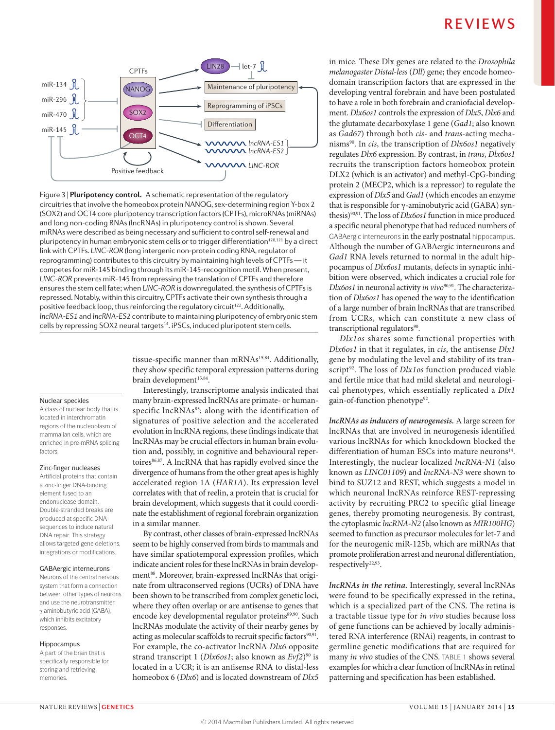Figure 3 | **Pluripotency control.** A schematic representation of the regulatory circuitries that involve the homeobox protein NANOG, sex-determining region Y-box 2 (SOX2) and OCT4 core pluripotency transcription factors (CPTFs), microRNAs (miRNAs) and long non-coding RNAs (lncRNAs) in pluripotency control is shown. Several miRNAs were described as being necessary and sufficient to control self-renewal and pluripotency in human embryonic stem cells or to trigger differentiation[120,121] by a direct link with CPTFs. *LINC-ROR* (long intergenic non-protein coding RNA, regulator of reprogramming) contributes to this circuitry by maintaining high levels of CPTFs — it competes for miR-145 binding through its miR-145-recognition motif. When present, *LINC-ROR* prevents miR-145 from repressing the translation of CPTFs and therefore ensures the stem cell fate; when *LINC-ROR* is downregulated, the synthesis of CPTFs is repressed. Notably, within this circuitry, CPTFs activate their own synthesis through a positive feedback loop, thus reinforcing the regulatory circuit[122]. Additionally, *lncRNA-ES1* and *lncRNA-ES2* contribute to maintaining pluripotency of embryonic stem cells by repressing SOX2 neural targets[14]. iPSCs, induced pluripotent stem cells.

**Nuclear speckles**
A class of nuclear body that is located in interchromatin regions of the nucleoplasm of mammalian cells, which are enriched in pre-mRNA splicing factors.

**Zinc-finger nucleases**
Artificial proteins that contain a zinc-finger DNA-binding element fused to an endonuclease domain. Double-stranded breaks are produced at specific DNA sequences to induce natural DNA repair. This strategy allows targeted gene deletions, integrations or modifications.

**GABAergic interneurons**
Neurons of the central nervous system that form a connection between other types of neurons and use the neurotransmitter γ-aminobutyric acid (GABA), which inhibits excitatory responses.

**Hippocampus**
A part of the brain that is specifically responsible for storing and retrieving memories.

tissue-specific manner than mRNAs[15,84]. Additionally, they show specific temporal expression patterns during brain development[15,84].

Interestingly, transcriptome analysis indicated that many brain-expressed lncRNAs are primate- or human-specific lncRNAs[85]; along with the identification of signatures of positive selection and the accelerated evolution in lncRNA regions, these findings indicate that lncRNAs may be crucial effectors in human brain evolution and, possibly, in cognitive and behavioural repertoires[86,87]. A lncRNA that has rapidly evolved since the divergence of humans from the other great apes is highly accelerated region 1A (*HAR1A*). Its expression level correlates with that of reelin, a protein that is crucial for brain development, which suggests that it could coordinate the establishment of regional forebrain organization in a similar manner.

By contrast, other classes of brain-expressed lncRNAs seem to be highly conserved from birds to mammals and have similar spatiotemporal expression profiles, which indicate ancient roles for these lncRNAs in brain development[88]. Moreover, brain-expressed lncRNAs that originate from ultraconserved regions (UCRs) of DNA have been shown to be transcribed from complex genetic loci, where they often overlap or are antisense to genes that encode key developmental regulator proteins[89,90]. Such lncRNAs modulate the activity of their nearby genes by acting as molecular scaffolds to recruit specific factors[90,91]. For example, the co-activator lncRNA *Dlx6* opposite strand transcript 1 (*Dlx6os1*; also known as *Evf2*)[90] is located in a UCR; it is an antisense RNA to distal-less homeobox 6 (*Dlx6*) and is located downstream of *Dlx5* in mice. These Dlx genes are related to the *Drosophila melanogaster Distal-less* (*Dll*) gene; they encode homeodomain transcription factors that are expressed in the developing ventral forebrain and have been postulated to have a role in both forebrain and craniofacial development. *Dlx6os1* controls the expression of *Dlx5*, *Dlx6* and the glutamate decarboxylase 1 gene (*Gad1*; also known as *Gad67*) through both *cis*- and *trans*-acting mechanisms[90]. In *cis*, the transcription of *Dlx6os1* negatively regulates *Dlx6* expression. By contrast, in *trans*, *Dlx6os1* recruits the transcription factors homeobox protein DLX2 (which is an activator) and methyl-CpG-binding protein 2 (MECP2, which is a repressor) to regulate the expression of *Dlx5* and *Gad1* (which encodes an enzyme that is responsible for γ-aminobutyric acid (GABA) synthesis)[90,91]. The loss of *Dlx6os1* function in mice produced a specific neural phenotype that had reduced numbers of GABAergic interneurons in the early postnatal hippocampus. Although the number of GABAergic interneurons and *Gad1* RNA levels returned to normal in the adult hippocampus of *Dlx6os1* mutants, defects in synaptic inhibition were observed, which indicates a crucial role for *Dlx6os1* in neuronal activity *in vivo*[90,91]. The characterization of *Dlx6os1* has opened the way to the identification of a large number of brain lncRNAs that are transcribed from UCRs, which can constitute a new class of transcriptional regulators[90].

*Dlx1os* shares some functional properties with *Dlx6os1* in that it regulates, in *cis*, the antisense *Dlx1* gene by modulating the level and stability of its transcript[92]. The loss of *Dlx1os* function produced viable and fertile mice that had mild skeletal and neurological phenotypes, which essentially replicated a *Dlx1* gain-of-function phenotype[92].

***lncRNAs as inducers of neurogenesis.*** A large screen for lncRNAs that are involved in neurogenesis identified various lncRNAs for which knockdown blocked the differentiation of human ESCs into mature neurons[14]. Interestingly, the nuclear localized *lncRNA-N1* (also known as *LINC01109*) and *lncRNA-N3* were shown to bind to SUZ12 and REST, which suggests a model in which neuronal lncRNAs reinforce REST-repressing activity by recruiting PRC2 to specific glial lineage genes, thereby promoting neurogenesis. By contrast, the cytoplasmic *lncRNA-N2* (also known as *MIR100HG*) seemed to function as precursor molecules for let-7 and for the neurogenic miR-125b, which are miRNAs that promote proliferation arrest and neuronal differentiation, respectively[22,93].

***lncRNAs in the retina.*** Interestingly, several lncRNAs were found to be specifically expressed in the retina, which is a specialized part of the CNS. The retina is a tractable tissue type for *in vivo* studies because loss of gene functions can be achieved by locally administered RNA interference (RNAi) reagents, in contrast to germline genetic modifications that are required for many *in vivo* studies of the CNS. TABLE 1 shows several examples for which a clear function of lncRNAs in retinal patterning and specification has been established.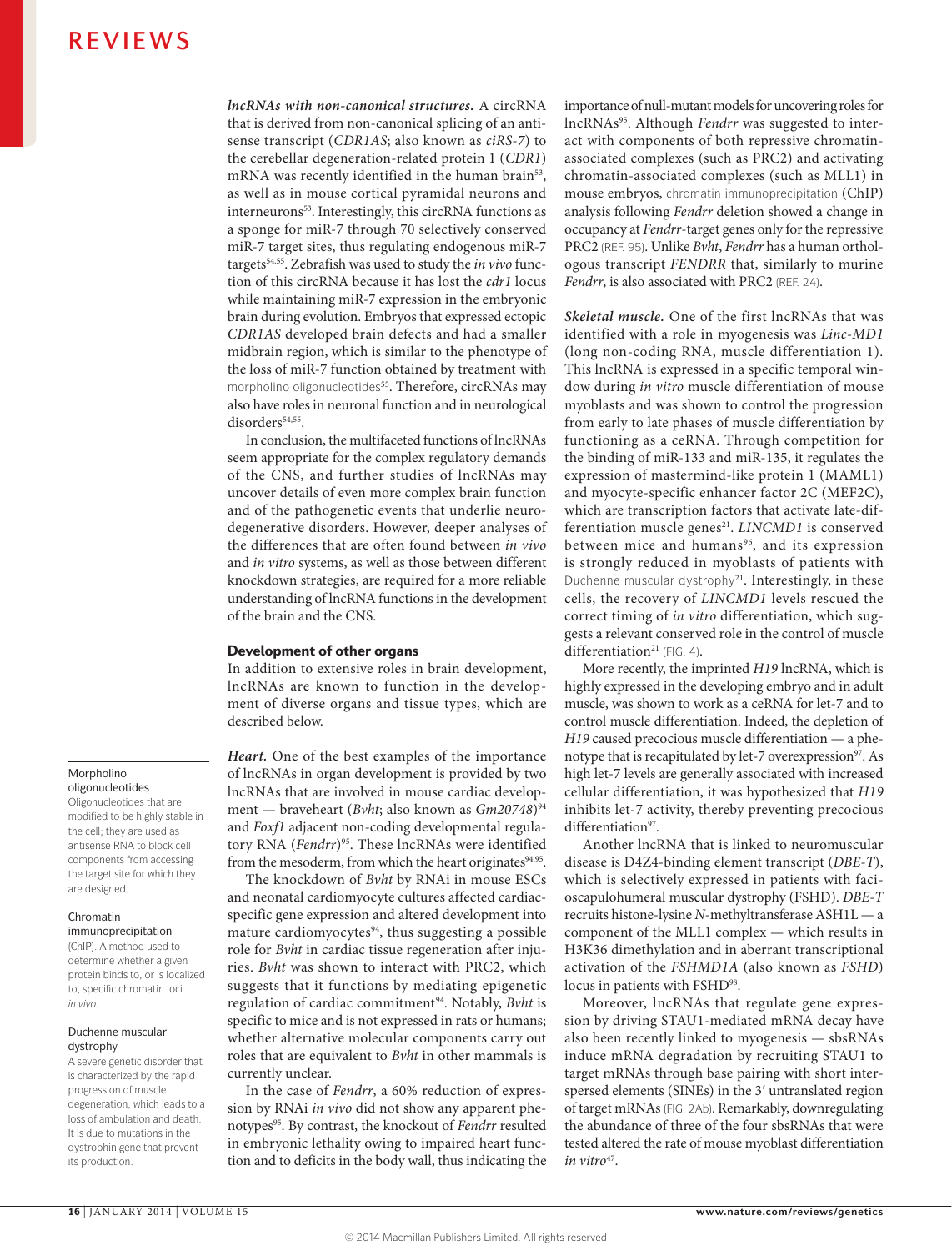***lncRNAs with non-canonical structures.*** A circRNA that is derived from non-canonical splicing of an antisense transcript (*CDR1AS*; also known as *ciRS-7*) to the cerebellar degeneration-related protein 1 (*CDR1*) mRNA was recently identified in the human brain[53], as well as in mouse cortical pyramidal neurons and interneurons[53]. Interestingly, this circRNA functions as a sponge for miR-7 through 70 selectively conserved miR-7 target sites, thus regulating endogenous miR-7 targets[54,55]. Zebrafish was used to study the *in vivo* function of this circRNA because it has lost the *cdr1* locus while maintaining miR-7 expression in the embryonic brain during evolution. Embryos that expressed ectopic *CDR1AS* developed brain defects and had a smaller midbrain region, which is similar to the phenotype of the loss of miR-7 function obtained by treatment with morpholino oligonucleotides[55]. Therefore, circRNAs may also have roles in neuronal function and in neurological disorders[54,55].

In conclusion, the multifaceted functions of lncRNAs seem appropriate for the complex regulatory demands of the CNS, and further studies of lncRNAs may uncover details of even more complex brain function and of the pathogenetic events that underlie neurodegenerative disorders. However, deeper analyses of the differences that are often found between *in vivo* and *in vitro* systems, as well as those between different knockdown strategies, are required for a more reliable understanding of lncRNA functions in the development of the brain and the CNS.

## Development of other organs

In addition to extensive roles in brain development, lncRNAs are known to function in the development of diverse organs and tissue types, which are described below.

***Heart.*** One of the best examples of the importance of lncRNAs in organ development is provided by two lncRNAs that are involved in mouse cardiac development — braveheart (*Bvht*; also known as *Gm20748*)[94] and *Foxf1* adjacent non-coding developmental regulatory RNA (*Fendrr*)[95]. These lncRNAs were identified from the mesoderm, from which the heart originates[94,95].

The knockdown of *Bvht* by RNAi in mouse ESCs and neonatal cardiomyocyte cultures affected cardiac-specific gene expression and altered development into mature cardiomyocytes[94], thus suggesting a possible role for *Bvht* in cardiac tissue regeneration after injuries. *Bvht* was shown to interact with PRC2, which suggests that it functions by mediating epigenetic regulation of cardiac commitment[94]. Notably, *Bvht* is specific to mice and is not expressed in rats or humans; whether alternative molecular components carry out roles that are equivalent to *Bvht* in other mammals is currently unclear.

In the case of *Fendrr*, a 60% reduction of expression by RNAi *in vivo* did not show any apparent phenotypes[95]. By contrast, the knockout of *Fendrr* resulted in embryonic lethality owing to impaired heart function and to deficits in the body wall, thus indicating the importance of null-mutant models for uncovering roles for lncRNAs[95]. Although *Fendrr* was suggested to interact with components of both repressive chromatin-associated complexes (such as PRC2) and activating chromatin-associated complexes (such as MLL1) in mouse embryos, chromatin immunoprecipitation (ChIP) analysis following *Fendrr* deletion showed a change in occupancy at *Fendrr*-target genes only for the repressive PRC2 (REF. 95). Unlike *Bvht*, *Fendrr* has a human orthologous transcript *FENDRR* that, similarly to murine *Fendrr*, is also associated with PRC2 (REF. 24).

***Skeletal muscle.*** One of the first lncRNAs that was identified with a role in myogenesis was *Linc-MD1* (long non-coding RNA, muscle differentiation 1). This lncRNA is expressed in a specific temporal window during *in vitro* muscle differentiation of mouse myoblasts and was shown to control the progression from early to late phases of muscle differentiation by functioning as a ceRNA. Through competition for the binding of miR-133 and miR-135, it regulates the expression of mastermind-like protein 1 (MAML1) and myocyte-specific enhancer factor 2C (MEF2C), which are transcription factors that activate late-differentiation muscle genes[21]. *LINCMD1* is conserved between mice and humans[96], and its expression is strongly reduced in myoblasts of patients with Duchenne muscular dystrophy[21]. Interestingly, in these cells, the recovery of *LINCMD1* levels rescued the correct timing of *in vitro* differentiation, which suggests a relevant conserved role in the control of muscle differentiation[21] (FIG. 4).

More recently, the imprinted *H19* lncRNA, which is highly expressed in the developing embryo and in adult muscle, was shown to work as a ceRNA for let-7 and to control muscle differentiation. Indeed, the depletion of *H19* caused precocious muscle differentiation — a phenotype that is recapitulated by let-7 overexpression[97]. As high let-7 levels are generally associated with increased cellular differentiation, it was hypothesized that *H19* inhibits let-7 activity, thereby preventing precocious differentiation[97].

Another lncRNA that is linked to neuromuscular disease is D4Z4-binding element transcript (*DBE-T*), which is selectively expressed in patients with facioscapulohumeral muscular dystrophy (FSHD). *DBE-T* recruits histone-lysine *N*-methyltransferase ASH1L — a component of the MLL1 complex — which results in H3K36 dimethylation and in aberrant transcriptional activation of the *FSHMD1A* (also known as *FSHD*) locus in patients with FSHD[98].

Moreover, lncRNAs that regulate gene expression by driving STAU1-mediated mRNA decay have also been recently linked to myogenesis — sbsRNAs induce mRNA degradation by recruiting STAU1 to target mRNAs through base pairing with short interspersed elements (SINEs) in the 3′ untranslated region of target mRNAs (FIG. 2Ab). Remarkably, downregulating the abundance of three of the four sbsRNAs that were tested altered the rate of mouse myoblast differentiation *in vitro*[47].

**Morpholino oligonucleotides**
Oligonucleotides that are modified to be highly stable in the cell; they are used as antisense RNA to block cell components from accessing the target site for which they are designed.

**Chromatin immunoprecipitation**
(ChIP). A method used to determine whether a given protein binds to, or is localized to, specific chromatin loci *in vivo*.

**Duchenne muscular dystrophy**
A severe genetic disorder that is characterized by the rapid progression of muscle degeneration, which leads to a loss of ambulation and death. It is due to mutations in the dystrophin gene that prevent its production.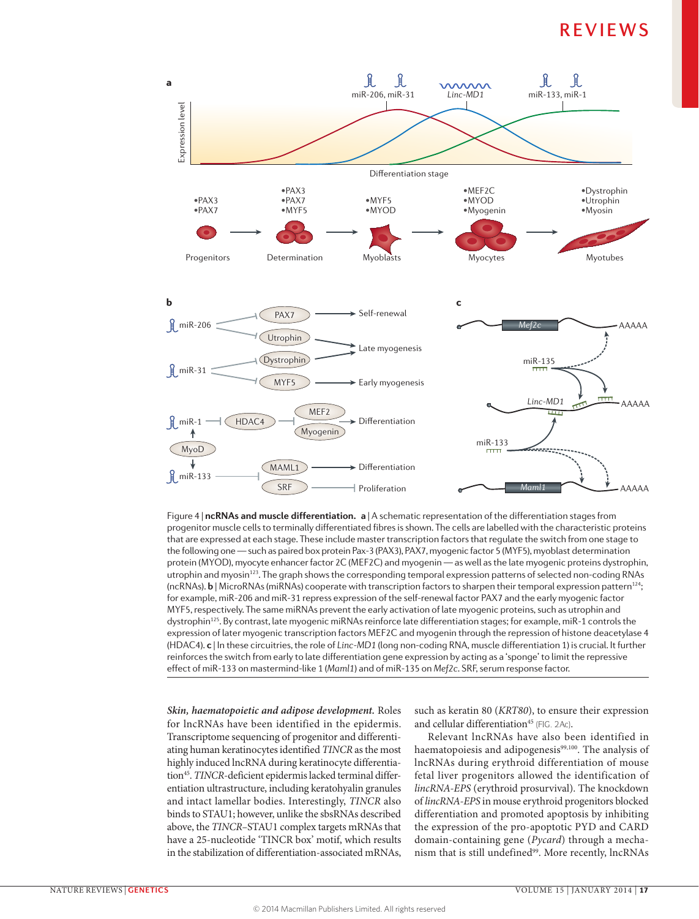Figure 4 | **ncRNAs and muscle differentiation.** **a** | A schematic representation of the differentiation stages from progenitor muscle cells to terminally differentiated fibres is shown. The cells are labelled with the characteristic proteins that are expressed at each stage. These include master transcription factors that regulate the switch from one stage to the following one — such as paired box protein Pax-3 (PAX3), PAX7, myogenic factor 5 (MYF5), myoblast determination protein (MYOD), myocyte enhancer factor 2C (MEF2C) and myogenin — as well as the late myogenic proteins dystrophin, utrophin and myosin[123]. The graph shows the corresponding temporal expression patterns of selected non-coding RNAs (ncRNAs). **b** | MicroRNAs (miRNAs) cooperate with transcription factors to sharpen their temporal expression pattern[124]; for example, miR-206 and miR-31 repress expression of the self-renewal factor PAX7 and the early myogenic factor MYF5, respectively. The same miRNAs prevent the early activation of late myogenic proteins, such as utrophin and dystrophin[125]. By contrast, late myogenic miRNAs reinforce late differentiation stages; for example, miR-1 controls the expression of later myogenic transcription factors MEF2C and myogenin through the repression of histone deacetylase 4 (HDAC4). **c** | In these circuitries, the role of *Linc-MD1* (long non-coding RNA, muscle differentiation 1) is crucial. It further reinforces the switch from early to late differentiation gene expression by acting as a 'sponge' to limit the repressive effect of miR-133 on mastermind-like 1 (*Maml1*) and of miR-135 on *Mef2c*. SRF, serum response factor.

***Skin, haematopoietic and adipose development.*** Roles for lncRNAs have been identified in the epidermis. Transcriptome sequencing of progenitor and differentiating human keratinocytes identified *TINCR* as the most highly induced lncRNA during keratinocyte differentiation[45]. *TINCR*-deficient epidermis lacked terminal differentiation ultrastructure, including keratohyalin granules and intact lamellar bodies. Interestingly, *TINCR* also binds to STAU1; however, unlike the sbsRNAs described above, the *TINCR*–STAU1 complex targets mRNAs that have a 25-nucleotide 'TINCR box' motif, which results in the stabilization of differentiation-associated mRNAs, such as keratin 80 (*KRT80*), to ensure their expression and cellular differentiation[45] (FIG. 2Ac).

Relevant lncRNAs have also been identified in haematopoiesis and adipogenesis[99,100]. The analysis of lncRNAs during erythroid differentiation of mouse fetal liver progenitors allowed the identification of *lincRNA-EPS* (erythroid prosurvival). The knockdown of *lincRNA-EPS* in mouse erythroid progenitors blocked differentiation and promoted apoptosis by inhibiting the expression of the pro-apoptotic PYD and CARD domain-containing gene (*Pycard*) through a mechanism that is still undefined[99]. More recently, lncRNAs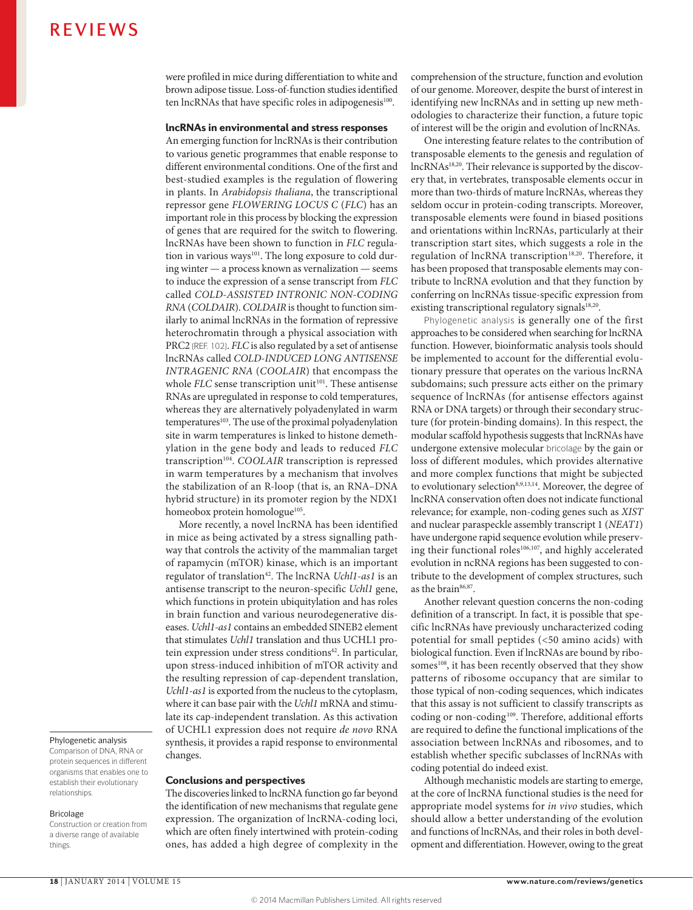were profiled in mice during differentiation to white and brown adipose tissue. Loss-of-function studies identified ten lncRNAs that have specific roles in adipogenesis[100].

### lncRNAs in environmental and stress responses

An emerging function for lncRNAs is their contribution to various genetic programmes that enable response to different environmental conditions. One of the first and best-studied examples is the regulation of flowering in plants. In *Arabidopsis thaliana*, the transcriptional repressor gene *FLOWERING LOCUS C* (*FLC*) has an important role in this process by blocking the expression of genes that are required for the switch to flowering. lncRNAs have been shown to function in *FLC* regulation in various ways[101]. The long exposure to cold during winter — a process known as vernalization — seems to induce the expression of a sense transcript from *FLC* called *COLD-ASSISTED INTRONIC NON-CODING RNA* (*COLDAIR*). *COLDAIR* is thought to function similarly to animal lncRNAs in the formation of repressive heterochromatin through a physical association with PRC2 (REF. 102). *FLC* is also regulated by a set of antisense lncRNAs called *COLD-INDUCED LONG ANTISENSE INTRAGENIC RNA* (*COOLAIR*) that encompass the whole *FLC* sense transcription unit[101]. These antisense RNAs are upregulated in response to cold temperatures, whereas they are alternatively polyadenylated in warm temperatures[103]. The use of the proximal polyadenylation site in warm temperatures is linked to histone demethylation in the gene body and leads to reduced *FLC* transcription[104]. *COOLAIR* transcription is repressed in warm temperatures by a mechanism that involves the stabilization of an R-loop (that is, an RNA–DNA hybrid structure) in its promoter region by the NDX1 homeobox protein homologue[105].

More recently, a novel lncRNA has been identified in mice as being activated by a stress signalling pathway that controls the activity of the mammalian target of rapamycin (mTOR) kinase, which is an important regulator of translation[42]. The lncRNA *Uchl1-as1* is an antisense transcript to the neuron-specific *Uchl1* gene, which functions in protein ubiquitylation and has roles in brain function and various neurodegenerative diseases. *Uchl1-as1* contains an embedded SINEB2 element that stimulates *Uchl1* translation and thus UCHL1 protein expression under stress conditions[42]. In particular, upon stress-induced inhibition of mTOR activity and the resulting repression of cap-dependent translation, *Uchl1-as1* is exported from the nucleus to the cytoplasm, where it can base pair with the *Uchl1* mRNA and stimulate its cap-independent translation. As this activation of UCHL1 expression does not require *de novo* RNA synthesis, it provides a rapid response to environmental changes.

### Conclusions and perspectives

The discoveries linked to lncRNA function go far beyond the identification of new mechanisms that regulate gene expression. The organization of lncRNA-coding loci, which are often finely intertwined with protein-coding ones, has added a high degree of complexity in the comprehension of the structure, function and evolution of our genome. Moreover, despite the burst of interest in identifying new lncRNAs and in setting up new methodologies to characterize their function, a future topic of interest will be the origin and evolution of lncRNAs.

One interesting feature relates to the contribution of transposable elements to the genesis and regulation of lncRNAs[18,20]. Their relevance is supported by the discovery that, in vertebrates, transposable elements occur in more than two-thirds of mature lncRNAs, whereas they seldom occur in protein-coding transcripts. Moreover, transposable elements were found in biased positions and orientations within lncRNAs, particularly at their transcription start sites, which suggests a role in the regulation of lncRNA transcription[18,20]. Therefore, it has been proposed that transposable elements may contribute to lncRNA evolution and that they function by conferring on lncRNAs tissue-specific expression from existing transcriptional regulatory signals[18,20].

Phylogenetic analysis is generally one of the first approaches to be considered when searching for lncRNA function. However, bioinformatic analysis tools should be implemented to account for the differential evolutionary pressure that operates on the various lncRNA subdomains; such pressure acts either on the primary sequence of lncRNAs (for antisense effectors against RNA or DNA targets) or through their secondary structure (for protein-binding domains). In this respect, the modular scaffold hypothesis suggests that lncRNAs have undergone extensive molecular bricolage by the gain or loss of different modules, which provides alternative and more complex functions that might be subjected to evolutionary selection[8,9,13,14]. Moreover, the degree of lncRNA conservation often does not indicate functional relevance; for example, non-coding genes such as *XIST* and nuclear paraspeckle assembly transcript 1 (*NEAT1*) have undergone rapid sequence evolution while preserving their functional roles[106,107], and highly accelerated evolution in ncRNA regions has been suggested to contribute to the development of complex structures, such as the brain[86,87].

Another relevant question concerns the non-coding definition of a transcript. In fact, it is possible that specific lncRNAs have previously uncharacterized coding potential for small peptides (<50 amino acids) with biological function. Even if lncRNAs are bound by ribosomes[108], it has been recently observed that they show patterns of ribosome occupancy that are similar to those typical of non-coding sequences, which indicates that this assay is not sufficient to classify transcripts as coding or non-coding[109]. Therefore, additional efforts are required to define the functional implications of the association between lncRNAs and ribosomes, and to establish whether specific subclasses of lncRNAs with coding potential do indeed exist.

Although mechanistic models are starting to emerge, at the core of lncRNA functional studies is the need for appropriate model systems for *in vivo* studies, which should allow a better understanding of the evolution and functions of lncRNAs, and their roles in both development and differentiation. However, owing to the great

**Phylogenetic analysis**
Comparison of DNA, RNA or protein sequences in different organisms that enables one to establish their evolutionary relationships.

**Bricolage**
Construction or creation from a diverse range of available things.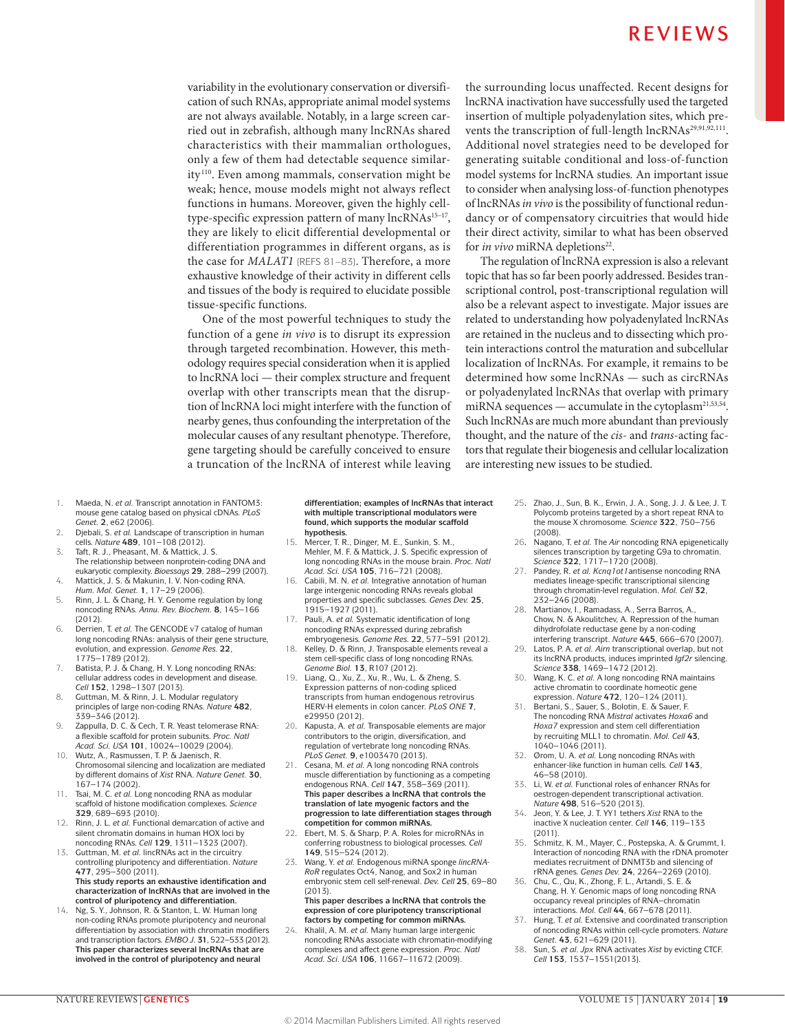variability in the evolutionary conservation or diversification of such RNAs, appropriate animal model systems are not always available. Notably, in a large screen carried out in zebrafish, although many lncRNAs shared characteristics with their mammalian orthologues, only a few of them had detectable sequence similarity[110]. Even among mammals, conservation might be weak; hence, mouse models might not always reflect functions in humans. Moreover, given the highly cell-type-specific expression pattern of many lncRNAs[15–17], they are likely to elicit differential developmental or differentiation programmes in different organs, as is the case for *MALAT1* (REFS 81–83). Therefore, a more exhaustive knowledge of their activity in different cells and tissues of the body is required to elucidate possible tissue-specific functions.

One of the most powerful techniques to study the function of a gene *in vivo* is to disrupt its expression through targeted recombination. However, this methodology requires special consideration when it is applied to lncRNA loci — their complex structure and frequent overlap with other transcripts mean that the disruption of lncRNA loci might interfere with the function of nearby genes, thus confounding the interpretation of the molecular causes of any resultant phenotype. Therefore, gene targeting should be carefully conceived to ensure a truncation of the lncRNA of interest while leaving the surrounding locus unaffected. Recent designs for lncRNA inactivation have successfully used the targeted insertion of multiple polyadenylation sites, which prevents the transcription of full-length lncRNAs[29,91,92,111]. Additional novel strategies need to be developed for generating suitable conditional and loss-of-function model systems for lncRNA studies. An important issue to consider when analysing loss-of-function phenotypes of lncRNAs *in vivo* is the possibility of functional redundancy or of compensatory circuitries that would hide their direct activity, similar to what has been observed for *in vivo* miRNA depletions[22].

The regulation of lncRNA expression is also a relevant topic that has so far been poorly addressed. Besides transcriptional control, post-transcriptional regulation will also be a relevant aspect to investigate. Major issues are related to understanding how polyadenylated lncRNAs are retained in the nucleus and to dissecting which protein interactions control the maturation and subcellular localization of lncRNAs. For example, it remains to be determined how some lncRNAs — such as circRNAs or polyadenylated lncRNAs that overlap with primary miRNA sequences — accumulate in the cytoplasm[21,53,54]. Such lncRNAs are much more abundant than previously thought, and the nature of the *cis*- and *trans*-acting factors that regulate their biogenesis and cellular localization are interesting new issues to be studied.

1. Maeda, N. *et al.* Transcript annotation in FANTOM3: mouse gene catalog based on physical cDNAs. *PLoS Genet.* **2**, e62 (2006).
2. Djebali, S. *et al.* Landscape of transcription in human cells. *Nature* **489**, 101–108 (2012).
3. Taft, R. J., Pheasant, M. & Mattick, J. S. The relationship between nonprotein-coding DNA and eukaryotic complexity. *Bioessays* **29**, 288–299 (2007).
4. Mattick, J. S. & Makunin, I. V. Non-coding RNA. *Hum. Mol. Genet.* **1**, 17–29 (2006).
5. Rinn, J. L. & Chang, H. Y. Genome regulation by long noncoding RNAs. *Annu. Rev. Biochem.* **8**, 145–166 (2012).
6. Derrien, T. *et al.* The GENCODE v7 catalog of human long noncoding RNAs: analysis of their gene structure, evolution, and expression. *Genome Res.* **22**, 1775–1789 (2012).
7. Batista, P. J. & Chang, H. Y. Long noncoding RNAs: cellular address codes in development and disease. *Cell* **152**, 1298–1307 (2013).
8. Guttman, M. & Rinn, J. L. Modular regulatory principles of large non-coding RNAs. *Nature* **482**, 339–346 (2012).
9. Zappulla, D. C. & Cech, T. R. Yeast telomerase RNA: a flexible scaffold for protein subunits. *Proc. Natl Acad. Sci. USA* **101**, 10024–10029 (2004).
10. Wutz, A., Rasmussen, T. P. & Jaenisch, R. Chromosomal silencing and localization are mediated by different domains of *Xist* RNA. *Nature Genet.* **30**, 167–174 (2002).
11. Tsai, M. C. *et al.* Long noncoding RNA as modular scaffold of histone modification complexes. *Science* **329**, 689–693 (2010).
12. Rinn, J. L. *et al.* Functional demarcation of active and silent chromatin domains in human HOX loci by noncoding RNAs. *Cell* **129**, 1311–1323 (2007).
13. Guttman, M. *et al.* lincRNAs act in the circuitry controlling pluripotency and differentiation. *Nature* **477**, 295–300 (2011).
**This study reports an exhaustive identification and characterization of lncRNAs that are involved in the control of pluripotency and differentiation.**
14. Ng, S. Y., Johnson, R. & Stanton, L. W. Human long non-coding RNAs promote pluripotency and neuronal differentiation by association with chromatin modifiers and transcription factors. *EMBO J.* **31**, 522–533 (2012).
**This paper characterizes several lncRNAs that are involved in the control of pluripotency and neural differentiation; examples of lncRNAs that interact with multiple transcriptional modulators were found, which supports the modular scaffold hypothesis.**
15. Mercer, T. R., Dinger, M. E., Sunkin, S. M., Mehler, M. F. & Mattick, J. S. Specific expression of long noncoding RNAs in the mouse brain. *Proc. Natl Acad. Sci. USA* **105**, 716–721 (2008).
16. Cabili, M. N. *et al.* Integrative annotation of human large intergenic noncoding RNAs reveals global properties and specific subclasses. *Genes Dev.* **25**, 1915–1927 (2011).
17. Pauli, A. *et al.* Systematic identification of long noncoding RNAs expressed during zebrafish embryogenesis. *Genome Res.* **22**, 577–591 (2012).
18. Kelley, D. & Rinn, J. Transposable elements reveal a stem cell-specific class of long noncoding RNAs. *Genome Biol.* **13**, R107 (2012).
19. Liang, Q., Xu, Z., Xu, R., Wu, L. & Zheng, S. Expression patterns of non-coding spliced transcripts from human endogenous retrovirus HERV-H elements in colon cancer. *PLoS ONE* **7**, e29950 (2012).
20. Kapusta, A. *et al.* Transposable elements are major contributors to the origin, diversification, and regulation of vertebrate long noncoding RNAs. *PLoS Genet.* **9**, e1003470 (2013).
21. Cesana, M. *et al.* A long noncoding RNA controls muscle differentiation by functioning as a competing endogenous RNA. *Cell* **147**, 358–369 (2011).
**This paper describes a lncRNA that controls the translation of late myogenic factors and the progression to late differentiation stages through competition for common miRNAs.**
22. Ebert, M. S. & Sharp, P. A. Roles for microRNAs in conferring robustness to biological processes. *Cell* **149**, 515–524 (2012).
23. Wang, Y. *et al.* Endogenous miRNA sponge *lincRNA-RoR* regulates Oct4, Nanog, and Sox2 in human embryonic stem cell self-renewal. *Dev. Cell* **25**, 69–80 (2013).
**This paper describes a lncRNA that controls the expression of core pluripotency transcriptional factors by competing for common miRNAs.**
24. Khalil, A. M. *et al.* Many human large intergenic noncoding RNAs associate with chromatin-modifying complexes and affect gene expression. *Proc. Natl Acad. Sci. USA* **106**, 11667–11672 (2009).
25. Zhao, J., Sun, B. K., Erwin, J. A., Song, J. J. & Lee, J. T. Polycomb proteins targeted by a short repeat RNA to the mouse X chromosome. *Science* **322**, 750–756 (2008).
26. Nagano, T. *et al.* The *Air* noncoding RNA epigenetically silences transcription by targeting G9a to chromatin. *Science* **322**, 1717–1720 (2008).
27. Pandey, R. *et al.* *Kcnq1ot1* antisense noncoding RNA mediates lineage-specific transcriptional silencing through chromatin-level regulation. *Mol. Cell* **32**, 232–246 (2008).
28. Martianov, I., Ramadass, A., Serra Barros, A., Chow, N. & Akoulitchev, A. Repression of the human dihydrofolate reductase gene by a non-coding interfering transcript. *Nature* **445**, 666–670 (2007).
29. Latos, P. A. *et al.* *Airn* transcriptional overlap, but not its lncRNA products, induces imprinted *Igf2r* silencing. *Science* **338**, 1469–1472 (2012).
30. Wang, K. C. *et al.* A long noncoding RNA maintains active chromatin to coordinate homeotic gene expression. *Nature* **472**, 120–124 (2011).
31. Bertani, S., Sauer, S., Bolotin, E. & Sauer, F. The noncoding RNA *Mistral* activates *Hoxa6* and *Hoxa7* expression and stem cell differentiation by recruiting MLL1 to chromatin. *Mol. Cell* **43**, 1040–1046 (2011).
32. Ørom, U. A. *et al.* Long noncoding RNAs with enhancer-like function in human cells. *Cell* **143**, 46–58 (2010).
33. Li, W. *et al.* Functional roles of enhancer RNAs for oestrogen-dependent transcriptional activation. *Nature* **498**, 516–520 (2013).
34. Jeon, Y. & Lee, J. T. YY1 tethers *Xist* RNA to the inactive X nucleation center. *Cell* **146**, 119–133 (2011).
35. Schmitz, K. M., Mayer, C., Postepska, A. & Grummt, I. Interaction of noncoding RNA with the rDNA promoter mediates recruitment of DNMT3b and silencing of rRNA genes. *Genes Dev.* **24**, 2264–2269 (2010).
36. Chu, C., Qu, K., Zhong, F. L., Artandi, S. E. & Chang, H. Y. Genomic maps of long noncoding RNA occupancy reveal principles of RNA–chromatin interactions. *Mol. Cell* **44**, 667–678 (2011).
37. Hung, T. *et al.* Extensive and coordinated transcription of noncoding RNAs within cell-cycle promoters. *Nature Genet.* **43**, 621–629 (2011).
38. Sun, S. *et al.* *Jpx* RNA activates *Xist* by evicting CTCF. *Cell* **153**, 1537–1551(2013).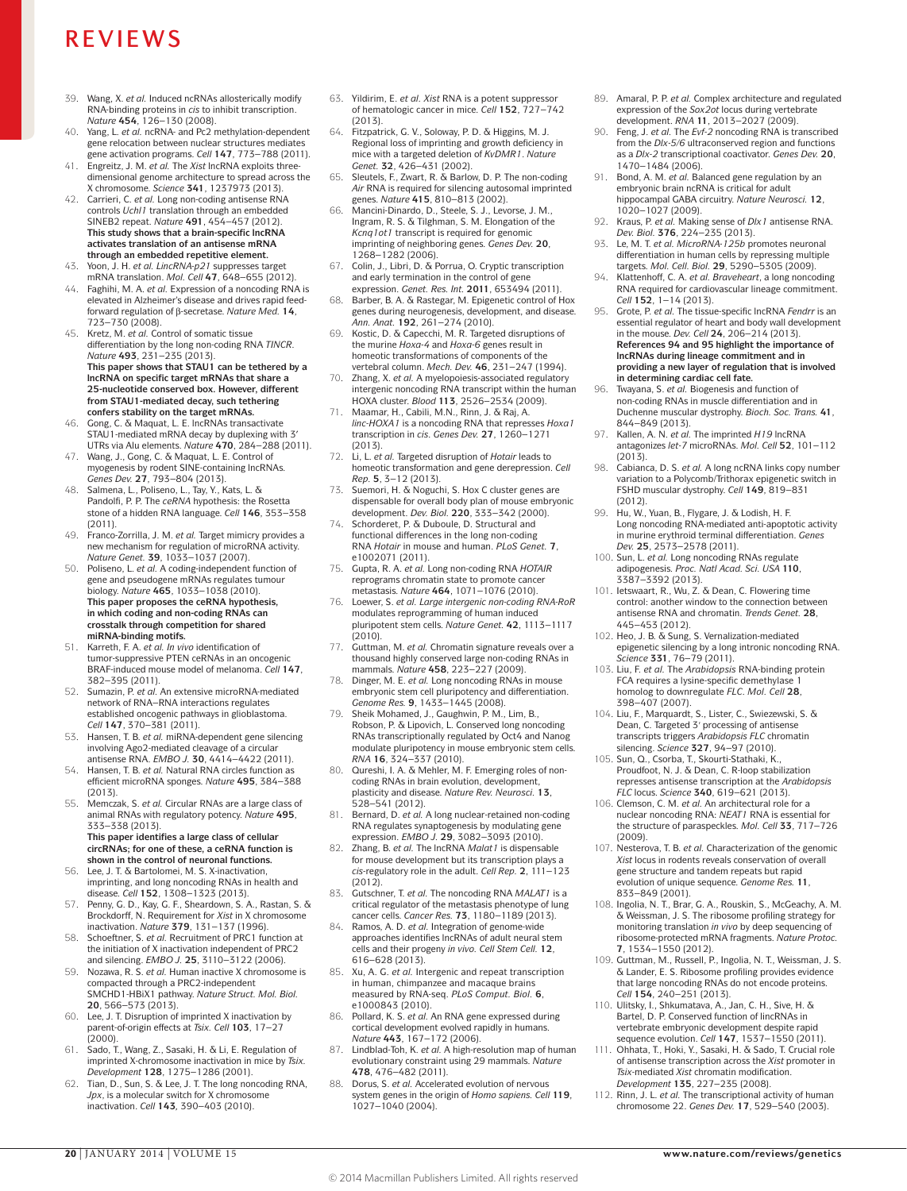39. Wang, X. *et al.* Induced ncRNAs allosterically modify RNA-binding proteins in *cis* to inhibit transcription. *Nature* **454**, 126–130 (2008).
40. Yang, L. *et al.* ncRNA- and Pc2 methylation-dependent gene relocation between nuclear structures mediates gene activation programs. *Cell* **147**, 773–788 (2011).
41. Engreitz, J. M. *et al.* The *Xist* lncRNA exploits three-dimensional genome architecture to spread across the X chromosome. *Science* **341**, 1237973 (2013).
42. Carrieri, C. *et al.* Long non-coding antisense RNA controls *Uchl1* translation through an embedded SINEB2 repeat. *Nature* **491**, 454–457 (2012). **This study shows that a brain-specific lncRNA activates translation of an antisense mRNA through an embedded repetitive element.**
43. Yoon, J. H. *et al.* *LincRNA-p21* suppresses target mRNA translation. *Mol. Cell* **47**, 648–655 (2012).
44. Faghihi, M. A. *et al.* Expression of a noncoding RNA is elevated in Alzheimer's disease and drives rapid feed-forward regulation of β-secretase. *Nature Med.* **14**, 723–730 (2008).
45. Kretz, M. *et al.* Control of somatic tissue differentiation by the long non-coding RNA *TINCR*. *Nature* **493**, 231–235 (2013). **This paper shows that STAU1 can be tethered by a lncRNA on specific target mRNAs that share a 25-nucleotide conserved box. However, different from STAU1-mediated decay, such tethering confers stability on the target mRNAs.**
46. Gong, C. & Maquat, L. E. lncRNAs transactivate STAU1-mediated mRNA decay by duplexing with 3′ UTRs via Alu elements. *Nature* **470**, 284–288 (2011).
47. Wang, J., Gong, C. & Maquat, L. E. Control of myogenesis by rodent SINE-containing lncRNAs. *Genes Dev.* **27**, 793–804 (2013).
48. Salmena, L., Poliseno, L., Tay, Y., Kats, L. & Pandolfi, P. P. The *ceRNA* hypothesis: the Rosetta stone of a hidden RNA language. *Cell* **146**, 353–358 (2011).
49. Franco-Zorrilla, J. M. *et al.* Target mimicry provides a new mechanism for regulation of microRNA activity. *Nature Genet.* **39**, 1033–1037 (2007).
50. Poliseno, L. *et al.* A coding-independent function of gene and pseudogene mRNAs regulates tumour biology. *Nature* **465**, 1033–1038 (2010). **This paper proposes the ceRNA hypothesis, in which coding and non-coding RNAs can crosstalk through competition for shared miRNA-binding motifs.**
51. Karreth, F. A. *et al.* *In vivo* identification of tumor-suppressive PTEN ceRNAs in an oncogenic BRAF-induced mouse model of melanoma. *Cell* **147**, 382–395 (2011).
52. Sumazin, P. *et al.* An extensive microRNA-mediated network of RNA–RNA interactions regulates established oncogenic pathways in glioblastoma. *Cell* **147**, 370–381 (2011).
53. Hansen, T. B. *et al.* miRNA-dependent gene silencing involving Ago2-mediated cleavage of a circular antisense RNA. *EMBO J.* **30**, 4414–4422 (2011).
54. Hansen, T. B. *et al.* Natural RNA circles function as efficient microRNA sponges. *Nature* **495**, 384–388 (2013).
55. Memczak, S. *et al.* Circular RNAs are a large class of animal RNAs with regulatory potency. *Nature* **495**, 333–338 (2013). **This paper identifies a large class of cellular circRNAs; for one of these, a ceRNA function is shown in the control of neuronal functions.**
56. Lee, J. T. & Bartolomei, M. S. X-inactivation, imprinting, and long noncoding RNAs in health and disease. *Cell* **152**, 1308–1323 (2013).
57. Penny, G. D., Kay, G. F., Sheardown, S. A., Rastan, S. & Brockdorff, N. Requirement for *Xist* in X chromosome inactivation. *Nature* **379**, 131–137 (1996).
58. Schoeftner, S. *et al.* Recruitment of PRC1 function at the initiation of X inactivation independent of PRC2 and silencing. *EMBO J.* **25**, 3110–3122 (2006).
59. Nozawa, R. S. *et al.* Human inactive X chromosome is compacted through a PRC2-independent SMCHD1-HBiX1 pathway. *Nature Struct. Mol. Biol.* **20**, 566–573 (2013).
60. Lee, J. T. Disruption of imprinted X inactivation by parent-of-origin effects at *Tsix*. *Cell* **103**, 17–27 (2000).
61. Sado, T., Wang, Z., Sasaki, H. & Li, E. Regulation of imprinted X-chromosome inactivation in mice by *Tsix*. *Development* **128**, 1275–1286 (2001).
62. Tian, D., Sun, S. & Lee, J. T. The long noncoding RNA, *Jpx*, is a molecular switch for X chromosome inactivation. *Cell* **143**, 390–403 (2010).
63. Yildirim, E. *et al.* *Xist* RNA is a potent suppressor of hematologic cancer in mice. *Cell* **152**, 727–742 (2013).
64. Fitzpatrick, G. V., Soloway, P. D. & Higgins, M. J. Regional loss of imprinting and growth deficiency in mice with a targeted deletion of *KvDMR1*. *Nature Genet.* **32**, 426–431 (2002).
65. Sleutels, F., Zwart, R. & Barlow, D. P. The non-coding *Air* RNA is required for silencing autosomal imprinted genes. *Nature* **415**, 810–813 (2002).
66. Mancini-Dinardo, D., Steele, S. J., Levorse, J. M., Ingram, R. S. & Tilghman, S. M. Elongation of the *Kcnq1ot1* transcript is required for genomic imprinting of neighboring genes. *Genes Dev.* **20**, 1268–1282 (2006).
67. Colin, J., Libri, D. & Porrua, O. Cryptic transcription and early termination in the control of gene expression. *Genet. Res. Int.* **2011**, 653494 (2011).
68. Barber, B. A. & Rastegar, M. Epigenetic control of Hox genes during neurogenesis, development, and disease. *Ann. Anat.* **192**, 261–274 (2010).
69. Kostic, D. & Capecchi, M. R. Targeted disruptions of the murine *Hoxa-4* and *Hoxa-6* genes result in homeotic transformations of components of the vertebral column. *Mech. Dev.* **46**, 231–247 (1994).
70. Zhang, X. *et al.* A myelopoiesis-associated regulatory intergenic noncoding RNA transcript within the human HOXA cluster. *Blood* **113**, 2526–2534 (2009).
71. Maamar, H., Cabili, M.N., Rinn, J. & Raj, A. *linc-HOXA1* is a noncoding RNA that represses *Hoxa1* transcription in *cis*. *Genes Dev.* **27**, 1260–1271 (2013).
72. Li, L. *et al.* Targeted disruption of *Hotair* leads to homeotic transformation and gene derepression. *Cell Rep.* **5**, 3–12 (2013).
73. Suemori, H. & Noguchi, S. Hox C cluster genes are dispensable for overall body plan of mouse embryonic development. *Dev. Biol.* **220**, 333–342 (2000).
74. Schorderet, P. & Duboule, D. Structural and functional differences in the long non-coding RNA *Hotair* in mouse and human. *PLoS Genet.* **7**, e1002071 (2011).
75. Gupta, R. A. *et al.* Long non-coding RNA *HOTAIR* reprograms chromatin state to promote cancer metastasis. *Nature* **464**, 1071–1076 (2010).
76. Loewer, S. *et al.* *Large intergenic non-coding RNA-RoR* modulates reprogramming of human induced pluripotent stem cells. *Nature Genet.* **42**, 1113–1117 (2010).
77. Guttman, M. *et al.* Chromatin signature reveals over a thousand highly conserved large non-coding RNAs in mammals. *Nature* **458**, 223–227 (2009).
78. Dinger, M. E. *et al.* Long noncoding RNAs in mouse embryonic stem cell pluripotency and differentiation. *Genome Res.* **9**, 1433–1445 (2008).
79. Sheik Mohamed, J., Gaughwin, P. M., Lim, B., Robson, P. & Lipovich, L. Conserved long noncoding RNAs transcriptionally regulated by Oct4 and Nanog modulate pluripotency in mouse embryonic stem cells. *RNA* **16**, 324–337 (2010).
80. Qureshi, I. A. & Mehler, M. F. Emerging roles of non-coding RNAs in brain evolution, development, plasticity and disease. *Nature Rev. Neurosci.* **13**, 528–541 (2012).
81. Bernard, D. *et al.* A long nuclear-retained non-coding RNA regulates synaptogenesis by modulating gene expression. *EMBO J.* **29**, 3082–3093 (2010).
82. Zhang, B. *et al.* The lncRNA *Malat1* is dispensable for mouse development but its transcription plays a *cis*-regulatory role in the adult. *Cell Rep.* **2**, 111–123 (2012).
83. Gutschner, T. *et al.* The noncoding RNA *MALAT1* is a critical regulator of the metastasis phenotype of lung cancer cells. *Cancer Res.* **73**, 1180–1189 (2013).
84. Ramos, A. D. *et al.* Integration of genome-wide approaches identifies lncRNAs of adult neural stem cells and their progeny *in vivo*. *Cell Stem Cell.* **12**, 616–628 (2013).
85. Xu, A. G. *et al.* Intergenic and repeat transcription in human, chimpanzee and macaque brains measured by RNA-seq. *PLoS Comput. Biol.* **6**, e1000843 (2010).
86. Pollard, K. S. *et al.* An RNA gene expressed during cortical development evolved rapidly in humans. *Nature* **443**, 167–172 (2006).
87. Lindblad-Toh, K. *et al.* A high-resolution map of human evolutionary constraint using 29 mammals. *Nature* **478**, 476–482 (2011).
88. Dorus, S. *et al.* Accelerated evolution of nervous system genes in the origin of *Homo sapiens*. *Cell* **119**, 1027–1040 (2004).
89. Amaral, P. P. *et al.* Complex architecture and regulated expression of the *Sox2ot* locus during vertebrate development. *RNA* **11**, 2013–2027 (2009).
90. Feng, J. *et al.* The *Evf-2* noncoding RNA is transcribed from the *Dlx-5/6* ultraconserved region and functions as a *Dlx-2* transcriptional coactivator. *Genes Dev.* **20**, 1470–1484 (2006).
91. Bond, A. M. *et al.* Balanced gene regulation by an embryonic brain ncRNA is critical for adult hippocampal GABA circuitry. *Nature Neurosci.* **12**, 1020–1027 (2009).
92. Kraus, P. *et al.* Making sense of *Dlx1* antisense RNA. *Dev. Biol.* **376**, 224–235 (2013).
93. Le, M. T. *et al.* *MicroRNA-125b* promotes neuronal differentiation in human cells by repressing multiple targets. *Mol. Cell. Biol.* **29**, 5290–5305 (2009).
94. Klattenhoff, C. A. *et al.* *Braveheart*, a long noncoding RNA required for cardiovascular lineage commitment. *Cell* **152**, 1–14 (2013).
95. Grote, P. *et al.* The tissue-specific lncRNA *Fendrr* is an essential regulator of heart and body wall development in the mouse. *Dev. Cell* **24**, 206–214 (2013). **References 94 and 95 highlight the importance of lncRNAs during lineage commitment and in providing a new layer of regulation that is involved in determining cardiac cell fate.**
96. Twayana, S. *et al.* Biogenesis and function of non-coding RNAs in muscle differentiation and in Duchenne muscular dystrophy. *Bioch. Soc. Trans.* **41**, 844–849 (2013).
97. Kallen, A. N. *et al.* The imprinted *H19* lncRNA antagonizes *let-7* microRNAs. *Mol. Cell* **52**, 101–112 (2013).
98. Cabianca, D. S. *et al.* A long ncRNA links copy number variation to a Polycomb/Trithorax epigenetic switch in FSHD muscular dystrophy. *Cell* **149**, 819–831 (2012).
99. Hu, W., Yuan, B., Flygare, J. & Lodish, H. F. Long noncoding RNA-mediated anti-apoptotic activity in murine erythroid terminal differentiation. *Genes Dev.* **25**, 2573–2578 (2011).
100. Sun, L. *et al.* Long noncoding RNAs regulate adipogenesis. *Proc. Natl Acad. Sci. USA* **110**, 3387–3392 (2013).
101. Ietswaart, R., Wu, Z. & Dean, C. Flowering time control: another window to the connection between antisense RNA and chromatin. *Trends Genet.* **28**, 445–453 (2012).
102. Heo, J. B. & Sung, S. Vernalization-mediated epigenetic silencing by a long intronic noncoding RNA. *Science* **331**, 76–79 (2011).
103. Liu, F. *et al.* The *Arabidopsis* RNA-binding protein FCA requires a lysine-specific demethylase 1 homolog to downregulate *FLC*. *Mol. Cell* **28**, 398–407 (2007).
104. Liu, F., Marquardt, S., Lister, C., Swiezewski, S. & Dean, C. Targeted 3′ processing of antisense transcripts triggers *Arabidopsis FLC* chromatin silencing. *Science* **327**, 94–97 (2010).
105. Sun, Q., Csorba, T., Skourti-Stathaki, K., Proudfoot, N. J. & Dean, C. R-loop stabilization represses antisense transcription at the *Arabidopsis FLC* locus. *Science* **340**, 619–621 (2013).
106. Clemson, C. M. *et al.* An architectural role for a nuclear noncoding RNA: *NEAT1* RNA is essential for the structure of paraspeckles. *Mol. Cell* **33**, 717–726 (2009).
107. Nesterova, T. B. *et al.* Characterization of the genomic *Xist* locus in rodents reveals conservation of overall gene structure and tandem repeats but rapid evolution of unique sequence. *Genome Res.* **11**, 833–849 (2001).
108. Ingolia, N. T., Brar, G. A., Rouskin, S., McGeachy, A. M. & Weissman, J. S. The ribosome profiling strategy for monitoring translation *in vivo* by deep sequencing of ribosome-protected mRNA fragments. *Nature Protoc.* **7**, 1534–1550 (2012).
109. Guttman, M., Russell, P., Ingolia, N. T., Weissman, J. S. & Lander, E. S. Ribosome profiling provides evidence that large noncoding RNAs do not encode proteins. *Cell* **154**, 240–251 (2013).
110. Ulitsky, I., Shkumatava, A., Jan, C. H., Sive, H. & Bartel, D. P. Conserved function of lincRNAs in vertebrate embryonic development despite rapid sequence evolution. *Cell* **147**, 1537–1550 (2011).
111. Ohhata, T., Hoki, Y., Sasaki, H. & Sado, T. Crucial role of antisense transcription across the *Xist* promoter in *Tsix*-mediated *Xist* chromatin modification. *Development* **135**, 227–235 (2008).
112. Rinn, J. L. *et al.* The transcriptional activity of human chromosome 22. *Genes Dev.* **17**, 529–540 (2003).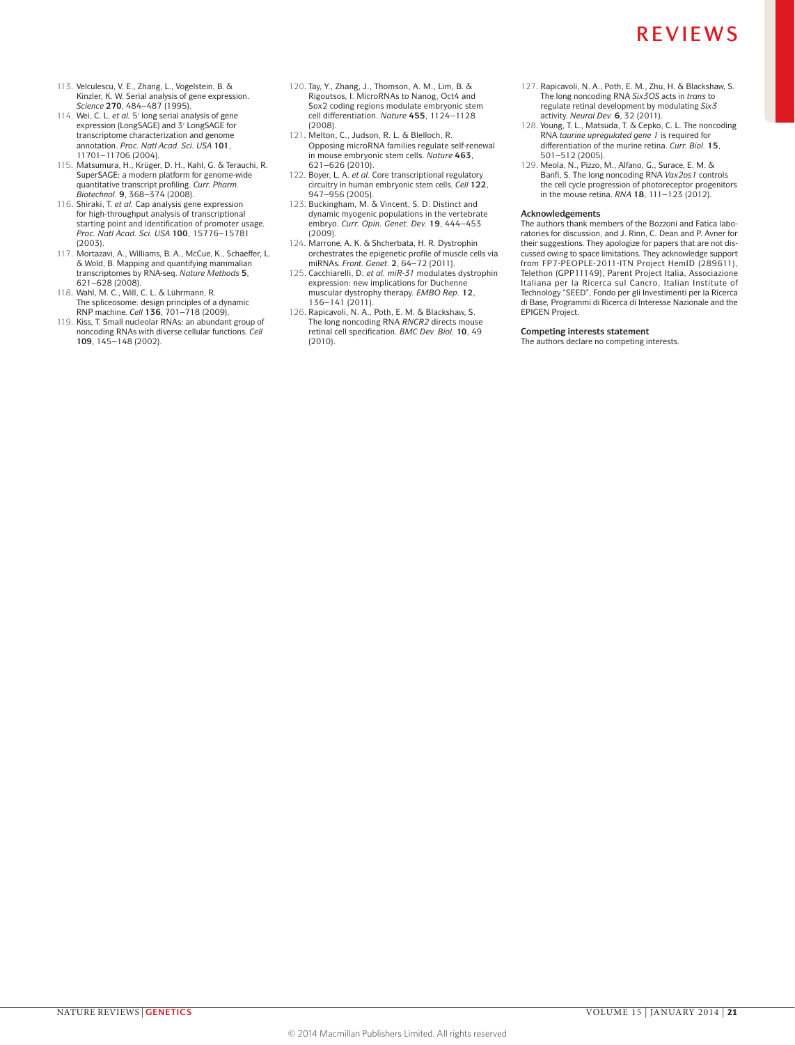113. Velculescu, V. E., Zhang, L., Vogelstein, B. & Kinzler, K. W. Serial analysis of gene expression. *Science* **270**, 484–487 (1995).
114. Wei, C. L. *et al.* 5′ long serial analysis of gene expression (LongSAGE) and 3′ LongSAGE for transcriptome characterization and genome annotation. *Proc. Natl Acad. Sci. USA* **101**, 11701–11706 (2004).
115. Matsumura, H., Krüger, D. H., Kahl, G. & Terauchi, R. SuperSAGE: a modern platform for genome-wide quantitative transcript profiling. *Curr. Pharm. Biotechnol.* **9**, 368–374 (2008).
116. Shiraki, T. *et al.* Cap analysis gene expression for high-throughput analysis of transcriptional starting point and identification of promoter usage. *Proc. Natl Acad. Sci. USA* **100**, 15776–15781 (2003).
117. Mortazavi, A., Williams, B. A., McCue, K., Schaeffer, L. & Wold, B. Mapping and quantifying mammalian transcriptomes by RNA-seq. *Nature Methods* **5**, 621–628 (2008).
118. Wahl, M. C., Will, C. L. & Lührmann, R. The spliceosome: design principles of a dynamic RNP machine. *Cell* **136**, 701–718 (2009).
119. Kiss, T. Small nucleolar RNAs: an abundant group of noncoding RNAs with diverse cellular functions. *Cell* **109**, 145–148 (2002).
120. Tay, Y., Zhang, J., Thomson, A. M., Lim, B. & Rigoutsos, I. MicroRNAs to Nanog, Oct4 and Sox2 coding regions modulate embryonic stem cell differentiation. *Nature* **455**, 1124–1128 (2008).
121. Melton, C., Judson, R. L. & Blelloch, R. Opposing microRNA families regulate self-renewal in mouse embryonic stem cells. *Nature* **463**, 621–626 (2010).
122. Boyer, L. A. *et al.* Core transcriptional regulatory circuitry in human embryonic stem cells. *Cell* **122**, 947–956 (2005).
123. Buckingham, M. & Vincent, S. D. Distinct and dynamic myogenic populations in the vertebrate embryo. *Curr. Opin. Genet. Dev.* **19**, 444–453 (2009).
124. Marrone, A. K. & Shcherbata, H. R. Dystrophin orchestrates the epigenetic profile of muscle cells via miRNAs. *Front. Genet.* **2**, 64–72 (2011).
125. Cacchiarelli, D. *et al. miR-31* modulates dystrophin expression: new implications for Duchenne muscular dystrophy therapy. *EMBO Rep.* **12**, 136–141 (2011).
126. Rapicavoli, N. A., Poth, E. M. & Blackshaw, S. The long noncoding RNA *RNCR2* directs mouse retinal cell specification. *BMC Dev. Biol.* **10**, 49 (2010).
127. Rapicavoli, N. A., Poth, E. M., Zhu, H. & Blackshaw, S. The long noncoding RNA *Six3OS* acts in *trans* to regulate retinal development by modulating *Six3* activity. *Neural Dev.* **6**, 32 (2011).
128. Young, T. L., Matsuda, T. & Cepko, C. L. The noncoding RNA *taurine upregulated gene 1* is required for differentiation of the murine retina. *Curr. Biol.* **15**, 501–512 (2005).
129. Meola, N., Pizzo, M., Alfano, G., Surace, E. M. & Banfi, S. The long noncoding RNA *Vax2os1* controls the cell cycle progression of photoreceptor progenitors in the mouse retina. *RNA* **18**, 111–123 (2012).

#### Acknowledgements

The authors thank members of the Bozzoni and Fatica laboratories for discussion, and J. Rinn, C. Dean and P. Avner for their suggestions. They apologize for papers that are not discussed owing to space limitations. They acknowledge support from FP7-PEOPLE-2011-ITN Project HemID (289611), Telethon (GPP11149), Parent Project Italia, Associazione Italiana per la Ricerca sul Cancro, Italian Institute of Technology "SEED", Fondo per gli Investimenti per la Ricerca di Base, Programmi di Ricerca di Interesse Nazionale and the EPIGEN Project.

#### Competing interests statement

The authors declare no competing interests.